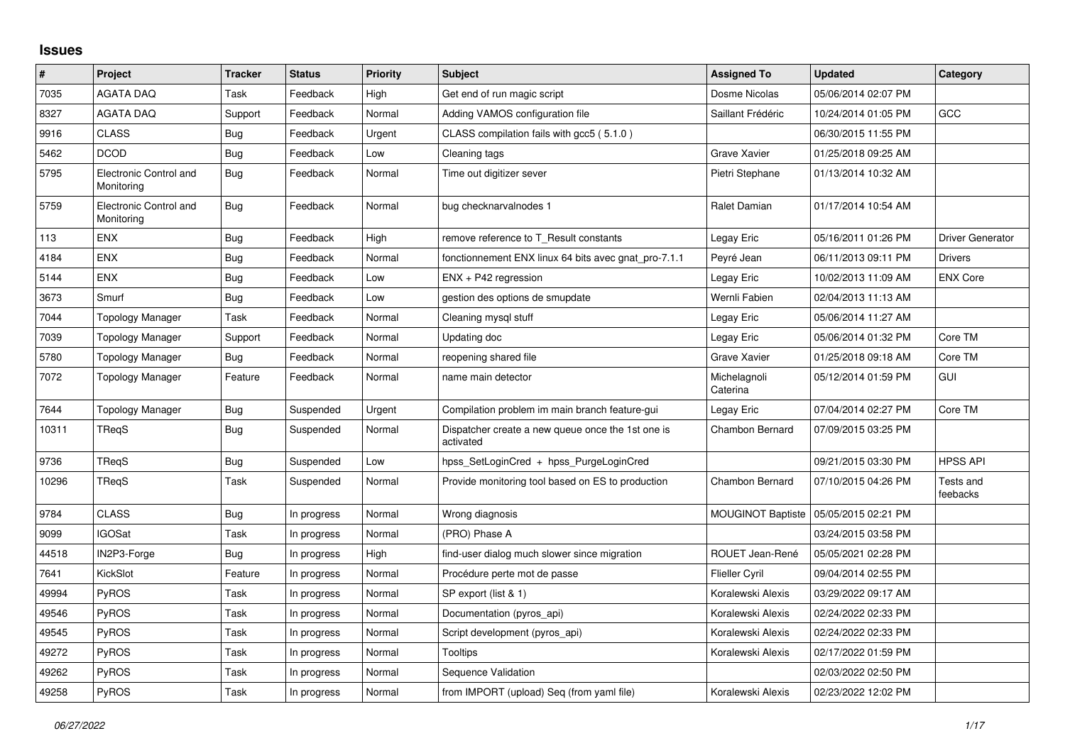# Issues

| # | Project | Tracker | Status | Priority | Subject | Assigned To | Updated | Category |
|---|---|---|---|---|---|---|---|---|
| 7035 | AGATA DAQ | Task | Feedback | High | Get end of run magic script | Dosme Nicolas | 05/06/2014 02:07 PM | |
| 8327 | AGATA DAQ | Support | Feedback | Normal | Adding VAMOS configuration file | Saillant Frédéric | 10/24/2014 01:05 PM | GCC |
| 9916 | CLASS | Bug | Feedback | Urgent | CLASS compilation fails with gcc5 ( 5.1.0 ) | | 06/30/2015 11:55 PM | |
| 5462 | DCOD | Bug | Feedback | Low | Cleaning tags | Grave Xavier | 01/25/2018 09:25 AM | |
| 5795 | Electronic Control and Monitoring | Bug | Feedback | Normal | Time out digitizer sever | Pietri Stephane | 01/13/2014 10:32 AM | |
| 5759 | Electronic Control and Monitoring | Bug | Feedback | Normal | bug checknarvalnodes 1 | Ralet Damian | 01/17/2014 10:54 AM | |
| 113 | ENX | Bug | Feedback | High | remove reference to T_Result constants | Legay Eric | 05/16/2011 01:26 PM | Driver Generator |
| 4184 | ENX | Bug | Feedback | Normal | fonctionnement ENX linux 64 bits avec gnat_pro-7.1.1 | Peyré Jean | 06/11/2013 09:11 PM | Drivers |
| 5144 | ENX | Bug | Feedback | Low | ENX + P42 regression | Legay Eric | 10/02/2013 11:09 AM | ENX Core |
| 3673 | Smurf | Bug | Feedback | Low | gestion des options de smupdate | Wernli Fabien | 02/04/2013 11:13 AM | |
| 7044 | Topology Manager | Task | Feedback | Normal | Cleaning mysql stuff | Legay Eric | 05/06/2014 11:27 AM | |
| 7039 | Topology Manager | Support | Feedback | Normal | Updating doc | Legay Eric | 05/06/2014 01:32 PM | Core TM |
| 5780 | Topology Manager | Bug | Feedback | Normal | reopening shared file | Grave Xavier | 01/25/2018 09:18 AM | Core TM |
| 7072 | Topology Manager | Feature | Feedback | Normal | name main detector | Michelagnoli Caterina | 05/12/2014 01:59 PM | GUI |
| 7644 | Topology Manager | Bug | Suspended | Urgent | Compilation problem im main branch feature-gui | Legay Eric | 07/04/2014 02:27 PM | Core TM |
| 10311 | TReqS | Bug | Suspended | Normal | Dispatcher create a new queue once the 1st one is activated | Chambon Bernard | 07/09/2015 03:25 PM | |
| 9736 | TReqS | Bug | Suspended | Low | hpss_SetLoginCred + hpss_PurgeLoginCred | | 09/21/2015 03:30 PM | HPSS API |
| 10296 | TReqS | Task | Suspended | Normal | Provide monitoring tool based on ES to production | Chambon Bernard | 07/10/2015 04:26 PM | Tests and feebacks |
| 9784 | CLASS | Bug | In progress | Normal | Wrong diagnosis | MOUGINOT Baptiste | 05/05/2015 02:21 PM | |
| 9099 | IGOSat | Task | In progress | Normal | (PRO) Phase A | | 03/24/2015 03:58 PM | |
| 44518 | IN2P3-Forge | Bug | In progress | High | find-user dialog much slower since migration | ROUET Jean-René | 05/05/2021 02:28 PM | |
| 7641 | KickSlot | Feature | In progress | Normal | Procédure perte mot de passe | Flieller Cyril | 09/04/2014 02:55 PM | |
| 49994 | PyROS | Task | In progress | Normal | SP export (list & 1) | Koralewski Alexis | 03/29/2022 09:17 AM | |
| 49546 | PyROS | Task | In progress | Normal | Documentation (pyros_api) | Koralewski Alexis | 02/24/2022 02:33 PM | |
| 49545 | PyROS | Task | In progress | Normal | Script development (pyros_api) | Koralewski Alexis | 02/24/2022 02:33 PM | |
| 49272 | PyROS | Task | In progress | Normal | Tooltips | Koralewski Alexis | 02/17/2022 01:59 PM | |
| 49262 | PyROS | Task | In progress | Normal | Sequence Validation | | 02/03/2022 02:50 PM | |
| 49258 | PyROS | Task | In progress | Normal | from IMPORT (upload) Seq (from yaml file) | Koralewski Alexis | 02/23/2022 12:02 PM | |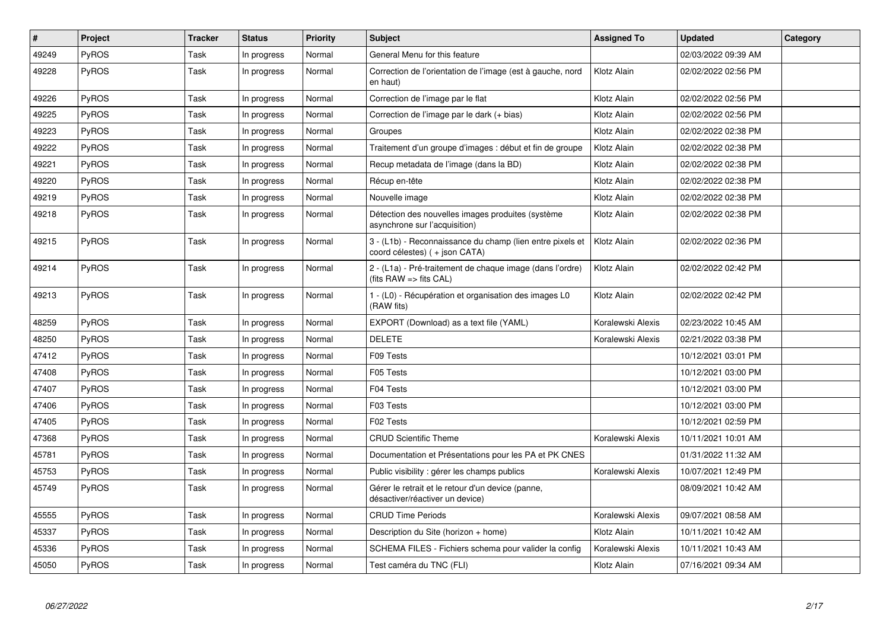| # | Project | Tracker | Status | Priority | Subject | Assigned To | Updated | Category |
|---|---|---|---|---|---|---|---|---|
| 49249 | PyROS | Task | In progress | Normal | General Menu for this feature | | 02/03/2022 09:39 AM | |
| 49228 | PyROS | Task | In progress | Normal | Correction de l'orientation de l'image (est à gauche, nord en haut) | Klotz Alain | 02/02/2022 02:56 PM | |
| 49226 | PyROS | Task | In progress | Normal | Correction de l'image par le flat | Klotz Alain | 02/02/2022 02:56 PM | |
| 49225 | PyROS | Task | In progress | Normal | Correction de l'image par le dark (+ bias) | Klotz Alain | 02/02/2022 02:56 PM | |
| 49223 | PyROS | Task | In progress | Normal | Groupes | Klotz Alain | 02/02/2022 02:38 PM | |
| 49222 | PyROS | Task | In progress | Normal | Traitement d'un groupe d'images : début et fin de groupe | Klotz Alain | 02/02/2022 02:38 PM | |
| 49221 | PyROS | Task | In progress | Normal | Recup metadata de l'image (dans la BD) | Klotz Alain | 02/02/2022 02:38 PM | |
| 49220 | PyROS | Task | In progress | Normal | Récup en-tête | Klotz Alain | 02/02/2022 02:38 PM | |
| 49219 | PyROS | Task | In progress | Normal | Nouvelle image | Klotz Alain | 02/02/2022 02:38 PM | |
| 49218 | PyROS | Task | In progress | Normal | Détection des nouvelles images produites (système asynchrone sur l'acquisition) | Klotz Alain | 02/02/2022 02:38 PM | |
| 49215 | PyROS | Task | In progress | Normal | 3 - (L1b) - Reconnaissance du champ (lien entre pixels et coord célestes) ( + json CATA) | Klotz Alain | 02/02/2022 02:36 PM | |
| 49214 | PyROS | Task | In progress | Normal | 2 - (L1a) - Pré-traitement de chaque image (dans l'ordre) (fits RAW => fits CAL) | Klotz Alain | 02/02/2022 02:42 PM | |
| 49213 | PyROS | Task | In progress | Normal | 1 - (L0) - Récupération et organisation des images L0 (RAW fits) | Klotz Alain | 02/02/2022 02:42 PM | |
| 48259 | PyROS | Task | In progress | Normal | EXPORT (Download) as a text file (YAML) | Koralewski Alexis | 02/23/2022 10:45 AM | |
| 48250 | PyROS | Task | In progress | Normal | DELETE | Koralewski Alexis | 02/21/2022 03:38 PM | |
| 47412 | PyROS | Task | In progress | Normal | F09 Tests | | 10/12/2021 03:01 PM | |
| 47408 | PyROS | Task | In progress | Normal | F05 Tests | | 10/12/2021 03:00 PM | |
| 47407 | PyROS | Task | In progress | Normal | F04 Tests | | 10/12/2021 03:00 PM | |
| 47406 | PyROS | Task | In progress | Normal | F03 Tests | | 10/12/2021 03:00 PM | |
| 47405 | PyROS | Task | In progress | Normal | F02 Tests | | 10/12/2021 02:59 PM | |
| 47368 | PyROS | Task | In progress | Normal | CRUD Scientific Theme | Koralewski Alexis | 10/11/2021 10:01 AM | |
| 45781 | PyROS | Task | In progress | Normal | Documentation et Présentations pour les PA et PK CNES | | 01/31/2022 11:32 AM | |
| 45753 | PyROS | Task | In progress | Normal | Public visibility : gérer les champs publics | Koralewski Alexis | 10/07/2021 12:49 PM | |
| 45749 | PyROS | Task | In progress | Normal | Gérer le retrait et le retour d'un device (panne, désactiver/réactiver un device) | | 08/09/2021 10:42 AM | |
| 45555 | PyROS | Task | In progress | Normal | CRUD Time Periods | Koralewski Alexis | 09/07/2021 08:58 AM | |
| 45337 | PyROS | Task | In progress | Normal | Description du Site (horizon + home) | Klotz Alain | 10/11/2021 10:42 AM | |
| 45336 | PyROS | Task | In progress | Normal | SCHEMA FILES - Fichiers schema pour valider la config | Koralewski Alexis | 10/11/2021 10:43 AM | |
| 45050 | PyROS | Task | In progress | Normal | Test caméra du TNC (FLI) | Klotz Alain | 07/16/2021 09:34 AM | |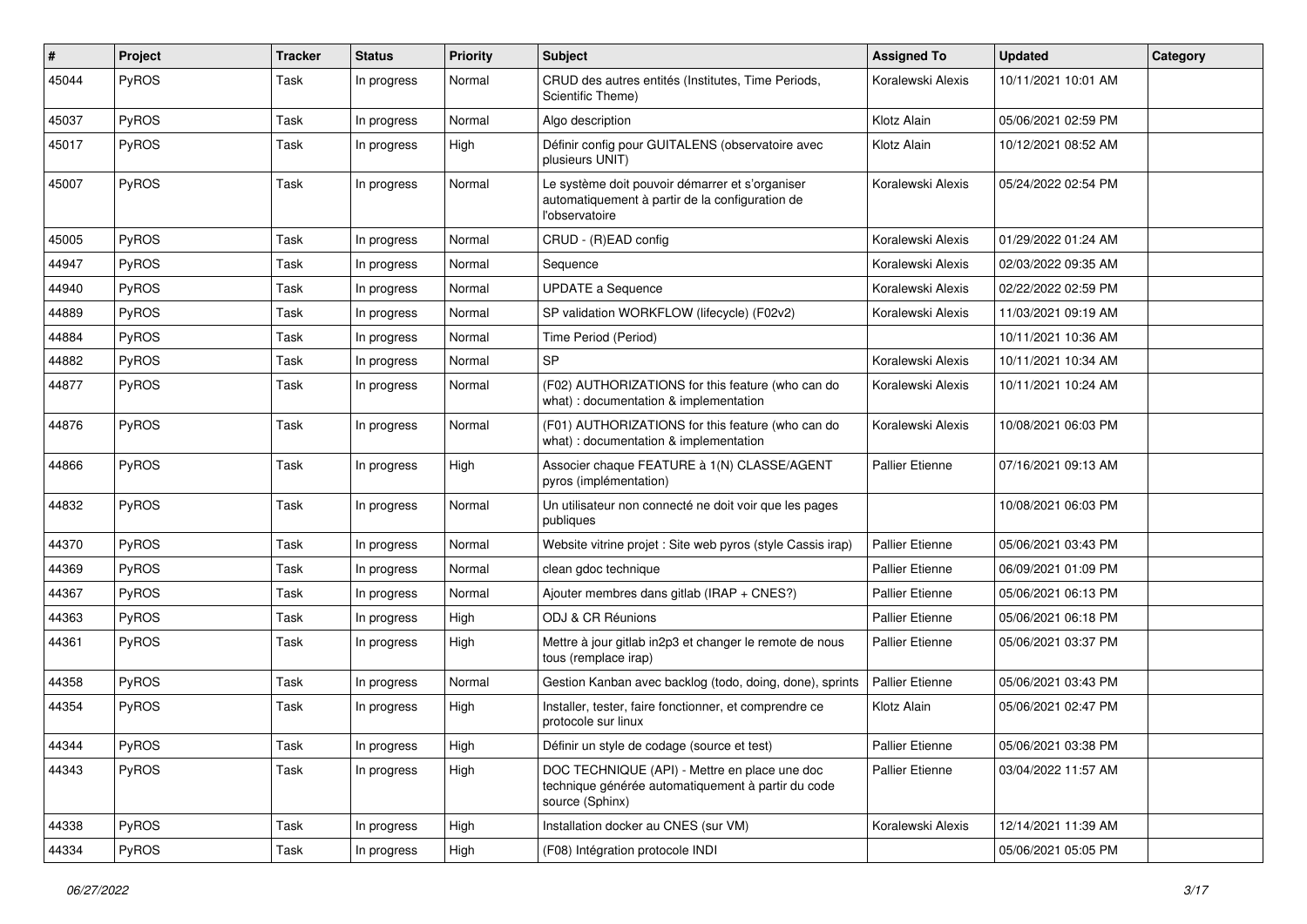| # | Project | Tracker | Status | Priority | Subject | Assigned To | Updated | Category |
|---|---|---|---|---|---|---|---|---|
| 45044 | PyROS | Task | In progress | Normal | CRUD des autres entités (Institutes, Time Periods, Scientific Theme) | Koralewski Alexis | 10/11/2021 10:01 AM | |
| 45037 | PyROS | Task | In progress | Normal | Algo description | Klotz Alain | 05/06/2021 02:59 PM | |
| 45017 | PyROS | Task | In progress | High | Définir config pour GUITALENS (observatoire avec plusieurs UNIT) | Klotz Alain | 10/12/2021 08:52 AM | |
| 45007 | PyROS | Task | In progress | Normal | Le système doit pouvoir démarrer et s'organiser automatiquement à partir de la configuration de l'observatoire | Koralewski Alexis | 05/24/2022 02:54 PM | |
| 45005 | PyROS | Task | In progress | Normal | CRUD - (R)EAD config | Koralewski Alexis | 01/29/2022 01:24 AM | |
| 44947 | PyROS | Task | In progress | Normal | Sequence | Koralewski Alexis | 02/03/2022 09:35 AM | |
| 44940 | PyROS | Task | In progress | Normal | UPDATE a Sequence | Koralewski Alexis | 02/22/2022 02:59 PM | |
| 44889 | PyROS | Task | In progress | Normal | SP validation WORKFLOW (lifecycle) (F02v2) | Koralewski Alexis | 11/03/2021 09:19 AM | |
| 44884 | PyROS | Task | In progress | Normal | Time Period (Period) | | 10/11/2021 10:36 AM | |
| 44882 | PyROS | Task | In progress | Normal | SP | Koralewski Alexis | 10/11/2021 10:34 AM | |
| 44877 | PyROS | Task | In progress | Normal | (F02) AUTHORIZATIONS for this feature (who can do what) : documentation & implementation | Koralewski Alexis | 10/11/2021 10:24 AM | |
| 44876 | PyROS | Task | In progress | Normal | (F01) AUTHORIZATIONS for this feature (who can do what) : documentation & implementation | Koralewski Alexis | 10/08/2021 06:03 PM | |
| 44866 | PyROS | Task | In progress | High | Associer chaque FEATURE à 1(N) CLASSE/AGENT pyros (implémentation) | Pallier Etienne | 07/16/2021 09:13 AM | |
| 44832 | PyROS | Task | In progress | Normal | Un utilisateur non connecté ne doit voir que les pages publiques | | 10/08/2021 06:03 PM | |
| 44370 | PyROS | Task | In progress | Normal | Website vitrine projet : Site web pyros (style Cassis irap) | Pallier Etienne | 05/06/2021 03:43 PM | |
| 44369 | PyROS | Task | In progress | Normal | clean gdoc technique | Pallier Etienne | 06/09/2021 01:09 PM | |
| 44367 | PyROS | Task | In progress | Normal | Ajouter membres dans gitlab (IRAP + CNES?) | Pallier Etienne | 05/06/2021 06:13 PM | |
| 44363 | PyROS | Task | In progress | High | ODJ & CR Réunions | Pallier Etienne | 05/06/2021 06:18 PM | |
| 44361 | PyROS | Task | In progress | High | Mettre à jour gitlab in2p3 et changer le remote de nous tous (remplace irap) | Pallier Etienne | 05/06/2021 03:37 PM | |
| 44358 | PyROS | Task | In progress | Normal | Gestion Kanban avec backlog (todo, doing, done), sprints | Pallier Etienne | 05/06/2021 03:43 PM | |
| 44354 | PyROS | Task | In progress | High | Installer, tester, faire fonctionner, et comprendre ce protocole sur linux | Klotz Alain | 05/06/2021 02:47 PM | |
| 44344 | PyROS | Task | In progress | High | Définir un style de codage (source et test) | Pallier Etienne | 05/06/2021 03:38 PM | |
| 44343 | PyROS | Task | In progress | High | DOC TECHNIQUE (API) - Mettre en place une doc technique générée automatiquement à partir du code source (Sphinx) | Pallier Etienne | 03/04/2022 11:57 AM | |
| 44338 | PyROS | Task | In progress | High | Installation docker au CNES (sur VM) | Koralewski Alexis | 12/14/2021 11:39 AM | |
| 44334 | PyROS | Task | In progress | High | (F08) Intégration protocole INDI | | 05/06/2021 05:05 PM | |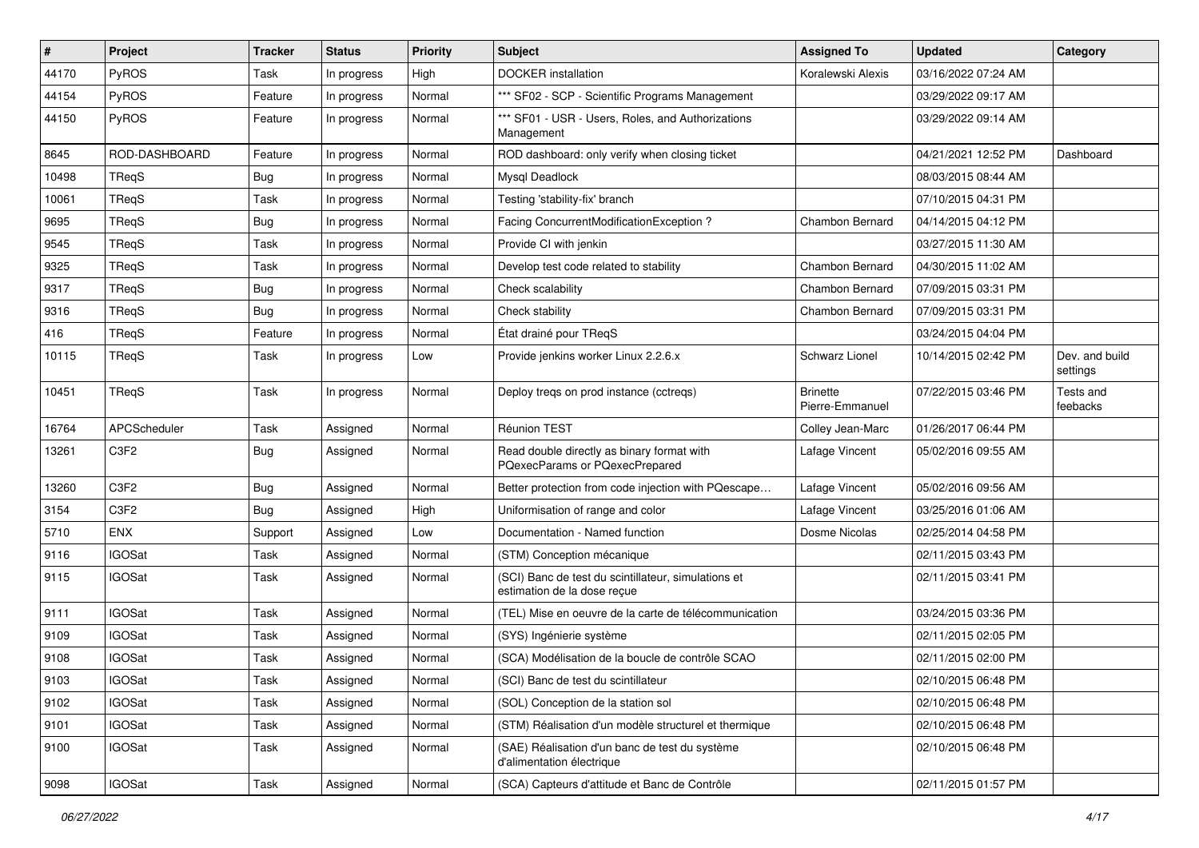| # | Project | Tracker | Status | Priority | Subject | Assigned To | Updated | Category |
|---|---|---|---|---|---|---|---|---|
| 44170 | PyROS | Task | In progress | High | DOCKER installation | Koralewski Alexis | 03/16/2022 07:24 AM | |
| 44154 | PyROS | Feature | In progress | Normal | *** SF02 - SCP - Scientific Programs Management | | 03/29/2022 09:17 AM | |
| 44150 | PyROS | Feature | In progress | Normal | *** SF01 - USR - Users, Roles, and Authorizations Management | | 03/29/2022 09:14 AM | |
| 8645 | ROD-DASHBOARD | Feature | In progress | Normal | ROD dashboard: only verify when closing ticket | | 04/21/2021 12:52 PM | Dashboard |
| 10498 | TReqS | Bug | In progress | Normal | Mysql Deadlock | | 08/03/2015 08:44 AM | |
| 10061 | TReqS | Task | In progress | Normal | Testing 'stability-fix' branch | | 07/10/2015 04:31 PM | |
| 9695 | TReqS | Bug | In progress | Normal | Facing ConcurrentModificationException ? | Chambon Bernard | 04/14/2015 04:12 PM | |
| 9545 | TReqS | Task | In progress | Normal | Provide CI with jenkin | | 03/27/2015 11:30 AM | |
| 9325 | TReqS | Task | In progress | Normal | Develop test code related to stability | Chambon Bernard | 04/30/2015 11:02 AM | |
| 9317 | TReqS | Bug | In progress | Normal | Check scalability | Chambon Bernard | 07/09/2015 03:31 PM | |
| 9316 | TReqS | Bug | In progress | Normal | Check stability | Chambon Bernard | 07/09/2015 03:31 PM | |
| 416 | TReqS | Feature | In progress | Normal | État drainé pour TReqS | | 03/24/2015 04:04 PM | |
| 10115 | TReqS | Task | In progress | Low | Provide jenkins worker Linux 2.2.6.x | Schwarz Lionel | 10/14/2015 02:42 PM | Dev. and build settings |
| 10451 | TReqS | Task | In progress | Normal | Deploy treqs on prod instance (cctreqs) | Brinette Pierre-Emmanuel | 07/22/2015 03:46 PM | Tests and feebacks |
| 16764 | APCScheduler | Task | Assigned | Normal | Réunion TEST | Colley Jean-Marc | 01/26/2017 06:44 PM | |
| 13261 | C3F2 | Bug | Assigned | Normal | Read double directly as binary format with PQexecParams or PQexecPrepared | Lafage Vincent | 05/02/2016 09:55 AM | |
| 13260 | C3F2 | Bug | Assigned | Normal | Better protection from code injection with PQescape… | Lafage Vincent | 05/02/2016 09:56 AM | |
| 3154 | C3F2 | Bug | Assigned | High | Uniformisation of range and color | Lafage Vincent | 03/25/2016 01:06 AM | |
| 5710 | ENX | Support | Assigned | Low | Documentation - Named function | Dosme Nicolas | 02/25/2014 04:58 PM | |
| 9116 | IGOSat | Task | Assigned | Normal | (STM) Conception mécanique | | 02/11/2015 03:43 PM | |
| 9115 | IGOSat | Task | Assigned | Normal | (SCI) Banc de test du scintillateur, simulations et estimation de la dose reçue | | 02/11/2015 03:41 PM | |
| 9111 | IGOSat | Task | Assigned | Normal | (TEL) Mise en oeuvre de la carte de télécommunication | | 03/24/2015 03:36 PM | |
| 9109 | IGOSat | Task | Assigned | Normal | (SYS) Ingénierie système | | 02/11/2015 02:05 PM | |
| 9108 | IGOSat | Task | Assigned | Normal | (SCA) Modélisation de la boucle de contrôle SCAO | | 02/11/2015 02:00 PM | |
| 9103 | IGOSat | Task | Assigned | Normal | (SCI) Banc de test du scintillateur | | 02/10/2015 06:48 PM | |
| 9102 | IGOSat | Task | Assigned | Normal | (SOL) Conception de la station sol | | 02/10/2015 06:48 PM | |
| 9101 | IGOSat | Task | Assigned | Normal | (STM) Réalisation d'un modèle structurel et thermique | | 02/10/2015 06:48 PM | |
| 9100 | IGOSat | Task | Assigned | Normal | (SAE) Réalisation d'un banc de test du système d'alimentation électrique | | 02/10/2015 06:48 PM | |
| 9098 | IGOSat | Task | Assigned | Normal | (SCA) Capteurs d'attitude et Banc de Contrôle | | 02/11/2015 01:57 PM | |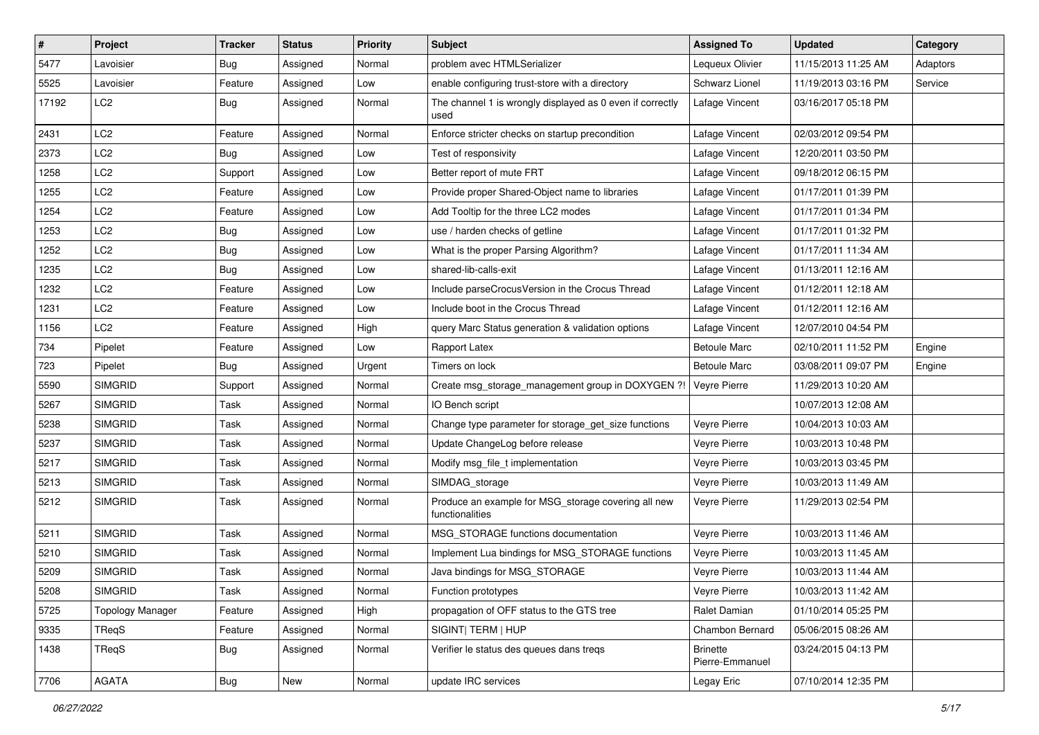| # | Project | Tracker | Status | Priority | Subject | Assigned To | Updated | Category |
|---|---|---|---|---|---|---|---|---|
| 5477 | Lavoisier | Bug | Assigned | Normal | problem avec HTMLSerializer | Lequeux Olivier | 11/15/2013 11:25 AM | Adaptors |
| 5525 | Lavoisier | Feature | Assigned | Low | enable configuring trust-store with a directory | Schwarz Lionel | 11/19/2013 03:16 PM | Service |
| 17192 | LC2 | Bug | Assigned | Normal | The channel 1 is wrongly displayed as 0 even if correctly used | Lafage Vincent | 03/16/2017 05:18 PM | |
| 2431 | LC2 | Feature | Assigned | Normal | Enforce stricter checks on startup precondition | Lafage Vincent | 02/03/2012 09:54 PM | |
| 2373 | LC2 | Bug | Assigned | Low | Test of responsivity | Lafage Vincent | 12/20/2011 03:50 PM | |
| 1258 | LC2 | Support | Assigned | Low | Better report of mute FRT | Lafage Vincent | 09/18/2012 06:15 PM | |
| 1255 | LC2 | Feature | Assigned | Low | Provide proper Shared-Object name to libraries | Lafage Vincent | 01/17/2011 01:39 PM | |
| 1254 | LC2 | Feature | Assigned | Low | Add Tooltip for the three LC2 modes | Lafage Vincent | 01/17/2011 01:34 PM | |
| 1253 | LC2 | Bug | Assigned | Low | use / harden checks of getline | Lafage Vincent | 01/17/2011 01:32 PM | |
| 1252 | LC2 | Bug | Assigned | Low | What is the proper Parsing Algorithm? | Lafage Vincent | 01/17/2011 11:34 AM | |
| 1235 | LC2 | Bug | Assigned | Low | shared-lib-calls-exit | Lafage Vincent | 01/13/2011 12:16 AM | |
| 1232 | LC2 | Feature | Assigned | Low | Include parseCrocusVersion in the Crocus Thread | Lafage Vincent | 01/12/2011 12:18 AM | |
| 1231 | LC2 | Feature | Assigned | Low | Include boot in the Crocus Thread | Lafage Vincent | 01/12/2011 12:16 AM | |
| 1156 | LC2 | Feature | Assigned | High | query Marc Status generation & validation options | Lafage Vincent | 12/07/2010 04:54 PM | |
| 734 | Pipelet | Feature | Assigned | Low | Rapport Latex | Betoule Marc | 02/10/2011 11:52 PM | Engine |
| 723 | Pipelet | Bug | Assigned | Urgent | Timers on lock | Betoule Marc | 03/08/2011 09:07 PM | Engine |
| 5590 | SIMGRID | Support | Assigned | Normal | Create msg_storage_management group in DOXYGEN ?! | Veyre Pierre | 11/29/2013 10:20 AM | |
| 5267 | SIMGRID | Task | Assigned | Normal | IO Bench script | | 10/07/2013 12:08 AM | |
| 5238 | SIMGRID | Task | Assigned | Normal | Change type parameter for storage_get_size functions | Veyre Pierre | 10/04/2013 10:03 AM | |
| 5237 | SIMGRID | Task | Assigned | Normal | Update ChangeLog before release | Veyre Pierre | 10/03/2013 10:48 PM | |
| 5217 | SIMGRID | Task | Assigned | Normal | Modify msg_file_t implementation | Veyre Pierre | 10/03/2013 03:45 PM | |
| 5213 | SIMGRID | Task | Assigned | Normal | SIMDAG_storage | Veyre Pierre | 10/03/2013 11:49 AM | |
| 5212 | SIMGRID | Task | Assigned | Normal | Produce an example for MSG_storage covering all new functionalities | Veyre Pierre | 11/29/2013 02:54 PM | |
| 5211 | SIMGRID | Task | Assigned | Normal | MSG_STORAGE functions documentation | Veyre Pierre | 10/03/2013 11:46 AM | |
| 5210 | SIMGRID | Task | Assigned | Normal | Implement Lua bindings for MSG_STORAGE functions | Veyre Pierre | 10/03/2013 11:45 AM | |
| 5209 | SIMGRID | Task | Assigned | Normal | Java bindings for MSG_STORAGE | Veyre Pierre | 10/03/2013 11:44 AM | |
| 5208 | SIMGRID | Task | Assigned | Normal | Function prototypes | Veyre Pierre | 10/03/2013 11:42 AM | |
| 5725 | Topology Manager | Feature | Assigned | High | propagation of OFF status to the GTS tree | Ralet Damian | 01/10/2014 05:25 PM | |
| 9335 | TReqS | Feature | Assigned | Normal | SIGINT\| TERM \| HUP | Chambon Bernard | 05/06/2015 08:26 AM | |
| 1438 | TReqS | Bug | Assigned | Normal | Verifier le status des queues dans treqs | Brinette Pierre-Emmanuel | 03/24/2015 04:13 PM | |
| 7706 | AGATA | Bug | New | Normal | update IRC services | Legay Eric | 07/10/2014 12:35 PM | |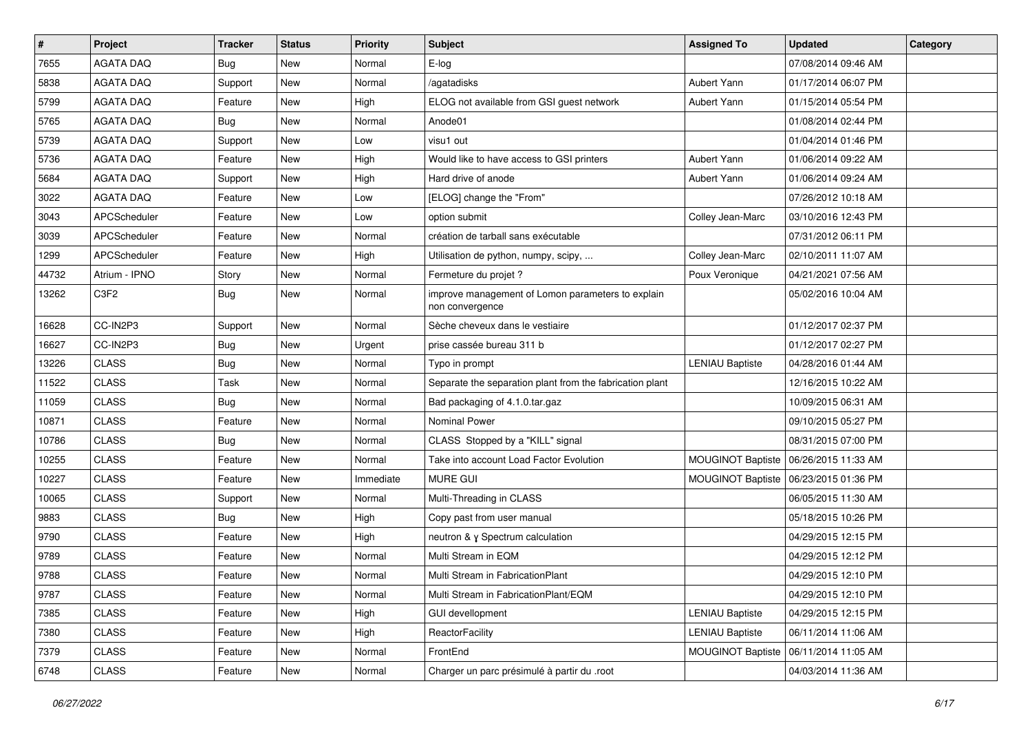| # | Project | Tracker | Status | Priority | Subject | Assigned To | Updated | Category |
|---|---|---|---|---|---|---|---|---|
| 7655 | AGATA DAQ | Bug | New | Normal | E-log | | 07/08/2014 09:46 AM | |
| 5838 | AGATA DAQ | Support | New | Normal | /agatadisks | Aubert Yann | 01/17/2014 06:07 PM | |
| 5799 | AGATA DAQ | Feature | New | High | ELOG not available from GSI guest network | Aubert Yann | 01/15/2014 05:54 PM | |
| 5765 | AGATA DAQ | Bug | New | Normal | Anode01 | | 01/08/2014 02:44 PM | |
| 5739 | AGATA DAQ | Support | New | Low | visu1 out | | 01/04/2014 01:46 PM | |
| 5736 | AGATA DAQ | Feature | New | High | Would like to have access to GSI printers | Aubert Yann | 01/06/2014 09:22 AM | |
| 5684 | AGATA DAQ | Support | New | High | Hard drive of anode | Aubert Yann | 01/06/2014 09:24 AM | |
| 3022 | AGATA DAQ | Feature | New | Low | [ELOG] change the "From" | | 07/26/2012 10:18 AM | |
| 3043 | APCScheduler | Feature | New | Low | option submit | Colley Jean-Marc | 03/10/2016 12:43 PM | |
| 3039 | APCScheduler | Feature | New | Normal | création de tarball sans exécutable | | 07/31/2012 06:11 PM | |
| 1299 | APCScheduler | Feature | New | High | Utilisation de python, numpy, scipy, ... | Colley Jean-Marc | 02/10/2011 11:07 AM | |
| 44732 | Atrium - IPNO | Story | New | Normal | Fermeture du projet ? | Poux Veronique | 04/21/2021 07:56 AM | |
| 13262 | C3F2 | Bug | New | Normal | improve management of Lomon parameters to explain non convergence | | 05/02/2016 10:04 AM | |
| 16628 | CC-IN2P3 | Support | New | Normal | Sèche cheveux dans le vestiaire | | 01/12/2017 02:37 PM | |
| 16627 | CC-IN2P3 | Bug | New | Urgent | prise cassée bureau 311 b | | 01/12/2017 02:27 PM | |
| 13226 | CLASS | Bug | New | Normal | Typo in prompt | LENIAU Baptiste | 04/28/2016 01:44 AM | |
| 11522 | CLASS | Task | New | Normal | Separate the separation plant from the fabrication plant | | 12/16/2015 10:22 AM | |
| 11059 | CLASS | Bug | New | Normal | Bad packaging of 4.1.0.tar.gaz | | 10/09/2015 06:31 AM | |
| 10871 | CLASS | Feature | New | Normal | Nominal Power | | 09/10/2015 05:27 PM | |
| 10786 | CLASS | Bug | New | Normal | CLASS Stopped by a "KILL" signal | | 08/31/2015 07:00 PM | |
| 10255 | CLASS | Feature | New | Normal | Take into account Load Factor Evolution | MOUGINOT Baptiste | 06/26/2015 11:33 AM | |
| 10227 | CLASS | Feature | New | Immediate | MURE GUI | MOUGINOT Baptiste | 06/23/2015 01:36 PM | |
| 10065 | CLASS | Support | New | Normal | Multi-Threading in CLASS | | 06/05/2015 11:30 AM | |
| 9883 | CLASS | Bug | New | High | Copy past from user manual | | 05/18/2015 10:26 PM | |
| 9790 | CLASS | Feature | New | High | neutron & γ Spectrum calculation | | 04/29/2015 12:15 PM | |
| 9789 | CLASS | Feature | New | Normal | Multi Stream in EQM | | 04/29/2015 12:12 PM | |
| 9788 | CLASS | Feature | New | Normal | Multi Stream in FabricationPlant | | 04/29/2015 12:10 PM | |
| 9787 | CLASS | Feature | New | Normal | Multi Stream in FabricationPlant/EQM | | 04/29/2015 12:10 PM | |
| 7385 | CLASS | Feature | New | High | GUI devellopment | LENIAU Baptiste | 04/29/2015 12:15 PM | |
| 7380 | CLASS | Feature | New | High | ReactorFacility | LENIAU Baptiste | 06/11/2014 11:06 AM | |
| 7379 | CLASS | Feature | New | Normal | FrontEnd | MOUGINOT Baptiste | 06/11/2014 11:05 AM | |
| 6748 | CLASS | Feature | New | Normal | Charger un parc présimulé à partir du .root | | 04/03/2014 11:36 AM | |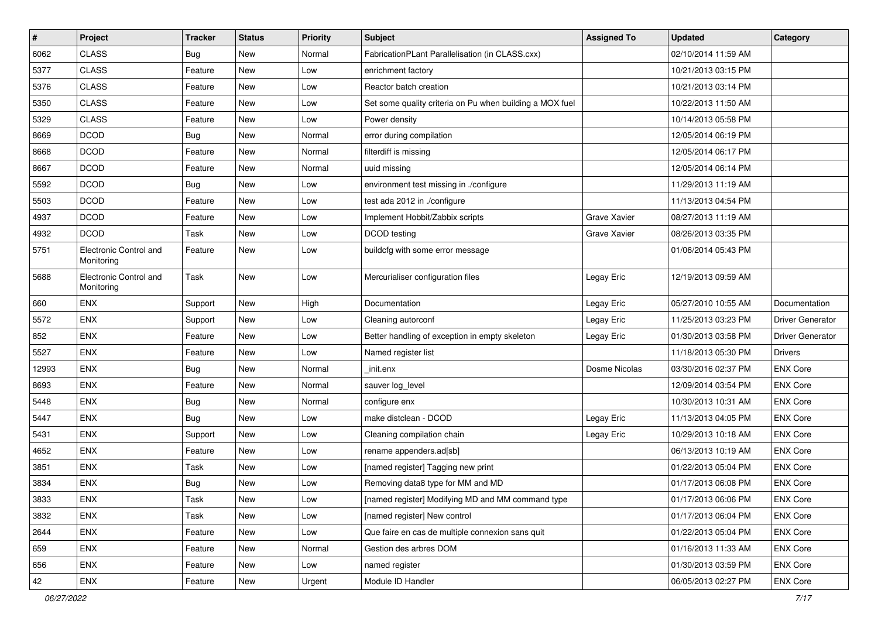| # | Project | Tracker | Status | Priority | Subject | Assigned To | Updated | Category |
|---|---|---|---|---|---|---|---|---|
| 6062 | CLASS | Bug | New | Normal | FabricationPLant Parallelisation (in CLASS.cxx) | | 02/10/2014 11:59 AM | |
| 5377 | CLASS | Feature | New | Low | enrichment factory | | 10/21/2013 03:15 PM | |
| 5376 | CLASS | Feature | New | Low | Reactor batch creation | | 10/21/2013 03:14 PM | |
| 5350 | CLASS | Feature | New | Low | Set some quality criteria on Pu when building a MOX fuel | | 10/22/2013 11:50 AM | |
| 5329 | CLASS | Feature | New | Low | Power density | | 10/14/2013 05:58 PM | |
| 8669 | DCOD | Bug | New | Normal | error during compilation | | 12/05/2014 06:19 PM | |
| 8668 | DCOD | Feature | New | Normal | filterdiff is missing | | 12/05/2014 06:17 PM | |
| 8667 | DCOD | Feature | New | Normal | uuid missing | | 12/05/2014 06:14 PM | |
| 5592 | DCOD | Bug | New | Low | environment test missing in ./configure | | 11/29/2013 11:19 AM | |
| 5503 | DCOD | Feature | New | Low | test ada 2012 in ./configure | | 11/13/2013 04:54 PM | |
| 4937 | DCOD | Feature | New | Low | Implement Hobbit/Zabbix scripts | Grave Xavier | 08/27/2013 11:19 AM | |
| 4932 | DCOD | Task | New | Low | DCOD testing | Grave Xavier | 08/26/2013 03:35 PM | |
| 5751 | Electronic Control and Monitoring | Feature | New | Low | buildcfg with some error message | | 01/06/2014 05:43 PM | |
| 5688 | Electronic Control and Monitoring | Task | New | Low | Mercurialiser configuration files | Legay Eric | 12/19/2013 09:59 AM | |
| 660 | ENX | Support | New | High | Documentation | Legay Eric | 05/27/2010 10:55 AM | Documentation |
| 5572 | ENX | Support | New | Low | Cleaning autorconf | Legay Eric | 11/25/2013 03:23 PM | Driver Generator |
| 852 | ENX | Feature | New | Low | Better handling of exception in empty skeleton | Legay Eric | 01/30/2013 03:58 PM | Driver Generator |
| 5527 | ENX | Feature | New | Low | Named register list | | 11/18/2013 05:30 PM | Drivers |
| 12993 | ENX | Bug | New | Normal | _init.enx | Dosme Nicolas | 03/30/2016 02:37 PM | ENX Core |
| 8693 | ENX | Feature | New | Normal | sauver log_level | | 12/09/2014 03:54 PM | ENX Core |
| 5448 | ENX | Bug | New | Normal | configure enx | | 10/30/2013 10:31 AM | ENX Core |
| 5447 | ENX | Bug | New | Low | make distclean - DCOD | Legay Eric | 11/13/2013 04:05 PM | ENX Core |
| 5431 | ENX | Support | New | Low | Cleaning compilation chain | Legay Eric | 10/29/2013 10:18 AM | ENX Core |
| 4652 | ENX | Feature | New | Low | rename appenders.ad[sb] | | 06/13/2013 10:19 AM | ENX Core |
| 3851 | ENX | Task | New | Low | [named register] Tagging new print | | 01/22/2013 05:04 PM | ENX Core |
| 3834 | ENX | Bug | New | Low | Removing data8 type for MM and MD | | 01/17/2013 06:08 PM | ENX Core |
| 3833 | ENX | Task | New | Low | [named register] Modifying MD and MM command type | | 01/17/2013 06:06 PM | ENX Core |
| 3832 | ENX | Task | New | Low | [named register] New control | | 01/17/2013 06:04 PM | ENX Core |
| 2644 | ENX | Feature | New | Low | Que faire en cas de multiple connexion sans quit | | 01/22/2013 05:04 PM | ENX Core |
| 659 | ENX | Feature | New | Normal | Gestion des arbres DOM | | 01/16/2013 11:33 AM | ENX Core |
| 656 | ENX | Feature | New | Low | named register | | 01/30/2013 03:59 PM | ENX Core |
| 42 | ENX | Feature | New | Urgent | Module ID Handler | | 06/05/2013 02:27 PM | ENX Core |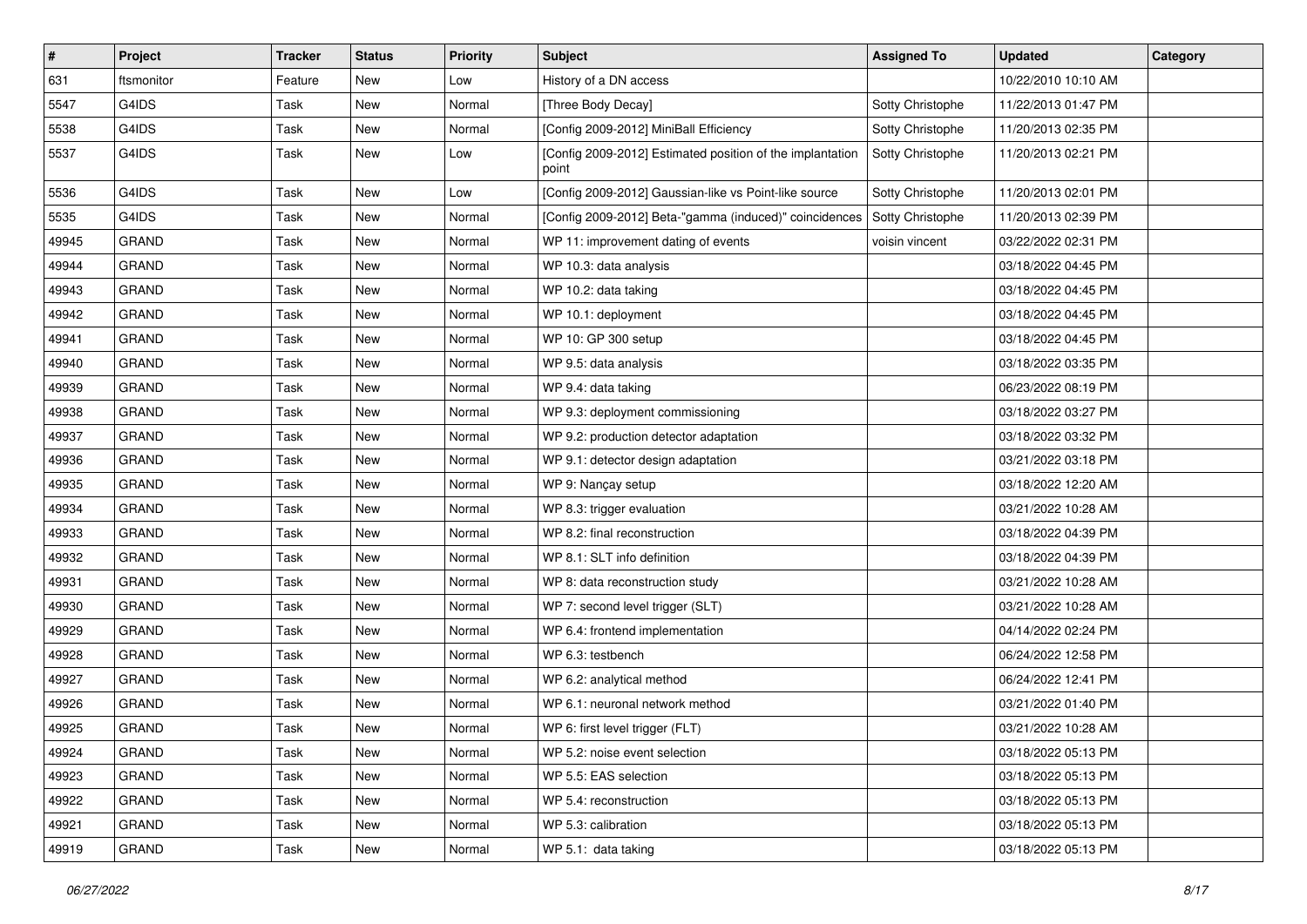| # | Project | Tracker | Status | Priority | Subject | Assigned To | Updated | Category |
|---|---|---|---|---|---|---|---|---|
| 631 | ftsmonitor | Feature | New | Low | History of a DN access | | 10/22/2010 10:10 AM | |
| 5547 | G4IDS | Task | New | Normal | [Three Body Decay] | Sotty Christophe | 11/22/2013 01:47 PM | |
| 5538 | G4IDS | Task | New | Normal | [Config 2009-2012] MiniBall Efficiency | Sotty Christophe | 11/20/2013 02:35 PM | |
| 5537 | G4IDS | Task | New | Low | [Config 2009-2012] Estimated position of the implantation point | Sotty Christophe | 11/20/2013 02:21 PM | |
| 5536 | G4IDS | Task | New | Low | [Config 2009-2012] Gaussian-like vs Point-like source | Sotty Christophe | 11/20/2013 02:01 PM | |
| 5535 | G4IDS | Task | New | Normal | [Config 2009-2012] Beta-"gamma (induced)" coincidences | Sotty Christophe | 11/20/2013 02:39 PM | |
| 49945 | GRAND | Task | New | Normal | WP 11: improvement dating of events | voisin vincent | 03/22/2022 02:31 PM | |
| 49944 | GRAND | Task | New | Normal | WP 10.3: data analysis | | 03/18/2022 04:45 PM | |
| 49943 | GRAND | Task | New | Normal | WP 10.2: data taking | | 03/18/2022 04:45 PM | |
| 49942 | GRAND | Task | New | Normal | WP 10.1: deployment | | 03/18/2022 04:45 PM | |
| 49941 | GRAND | Task | New | Normal | WP 10: GP 300 setup | | 03/18/2022 04:45 PM | |
| 49940 | GRAND | Task | New | Normal | WP 9.5: data analysis | | 03/18/2022 03:35 PM | |
| 49939 | GRAND | Task | New | Normal | WP 9.4: data taking | | 06/23/2022 08:19 PM | |
| 49938 | GRAND | Task | New | Normal | WP 9.3: deployment commissioning | | 03/18/2022 03:27 PM | |
| 49937 | GRAND | Task | New | Normal | WP 9.2: production detector adaptation | | 03/18/2022 03:32 PM | |
| 49936 | GRAND | Task | New | Normal | WP 9.1: detector design adaptation | | 03/21/2022 03:18 PM | |
| 49935 | GRAND | Task | New | Normal | WP 9: Nançay setup | | 03/18/2022 12:20 AM | |
| 49934 | GRAND | Task | New | Normal | WP 8.3: trigger evaluation | | 03/21/2022 10:28 AM | |
| 49933 | GRAND | Task | New | Normal | WP 8.2: final reconstruction | | 03/18/2022 04:39 PM | |
| 49932 | GRAND | Task | New | Normal | WP 8.1: SLT info definition | | 03/18/2022 04:39 PM | |
| 49931 | GRAND | Task | New | Normal | WP 8: data reconstruction study | | 03/21/2022 10:28 AM | |
| 49930 | GRAND | Task | New | Normal | WP 7: second level trigger (SLT) | | 03/21/2022 10:28 AM | |
| 49929 | GRAND | Task | New | Normal | WP 6.4: frontend implementation | | 04/14/2022 02:24 PM | |
| 49928 | GRAND | Task | New | Normal | WP 6.3: testbench | | 06/24/2022 12:58 PM | |
| 49927 | GRAND | Task | New | Normal | WP 6.2: analytical method | | 06/24/2022 12:41 PM | |
| 49926 | GRAND | Task | New | Normal | WP 6.1: neuronal network method | | 03/21/2022 01:40 PM | |
| 49925 | GRAND | Task | New | Normal | WP 6: first level trigger (FLT) | | 03/21/2022 10:28 AM | |
| 49924 | GRAND | Task | New | Normal | WP 5.2: noise event selection | | 03/18/2022 05:13 PM | |
| 49923 | GRAND | Task | New | Normal | WP 5.5: EAS selection | | 03/18/2022 05:13 PM | |
| 49922 | GRAND | Task | New | Normal | WP 5.4: reconstruction | | 03/18/2022 05:13 PM | |
| 49921 | GRAND | Task | New | Normal | WP 5.3: calibration | | 03/18/2022 05:13 PM | |
| 49919 | GRAND | Task | New | Normal | WP 5.1: data taking | | 03/18/2022 05:13 PM | |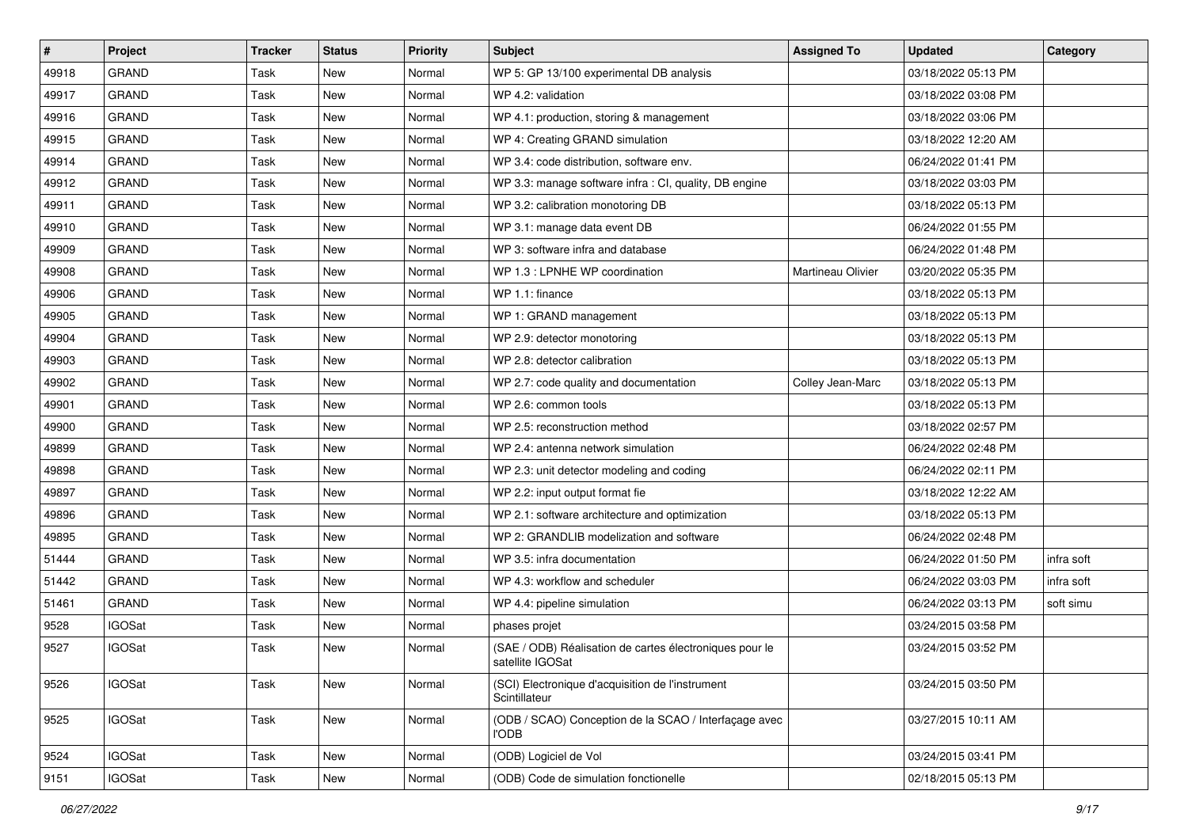| # | Project | Tracker | Status | Priority | Subject | Assigned To | Updated | Category |
|---|---|---|---|---|---|---|---|---|
| 49918 | GRAND | Task | New | Normal | WP 5: GP 13/100 experimental DB analysis | | 03/18/2022 05:13 PM | |
| 49917 | GRAND | Task | New | Normal | WP 4.2: validation | | 03/18/2022 03:08 PM | |
| 49916 | GRAND | Task | New | Normal | WP 4.1: production, storing & management | | 03/18/2022 03:06 PM | |
| 49915 | GRAND | Task | New | Normal | WP 4: Creating GRAND simulation | | 03/18/2022 12:20 AM | |
| 49914 | GRAND | Task | New | Normal | WP 3.4: code distribution, software env. | | 06/24/2022 01:41 PM | |
| 49912 | GRAND | Task | New | Normal | WP 3.3: manage software infra : CI, quality, DB engine | | 03/18/2022 03:03 PM | |
| 49911 | GRAND | Task | New | Normal | WP 3.2: calibration monotoring DB | | 03/18/2022 05:13 PM | |
| 49910 | GRAND | Task | New | Normal | WP 3.1: manage data event DB | | 06/24/2022 01:55 PM | |
| 49909 | GRAND | Task | New | Normal | WP 3: software infra and database | | 06/24/2022 01:48 PM | |
| 49908 | GRAND | Task | New | Normal | WP 1.3 : LPNHE WP coordination | Martineau Olivier | 03/20/2022 05:35 PM | |
| 49906 | GRAND | Task | New | Normal | WP 1.1: finance | | 03/18/2022 05:13 PM | |
| 49905 | GRAND | Task | New | Normal | WP 1: GRAND management | | 03/18/2022 05:13 PM | |
| 49904 | GRAND | Task | New | Normal | WP 2.9: detector monotoring | | 03/18/2022 05:13 PM | |
| 49903 | GRAND | Task | New | Normal | WP 2.8: detector calibration | | 03/18/2022 05:13 PM | |
| 49902 | GRAND | Task | New | Normal | WP 2.7: code quality and documentation | Colley Jean-Marc | 03/18/2022 05:13 PM | |
| 49901 | GRAND | Task | New | Normal | WP 2.6: common tools | | 03/18/2022 05:13 PM | |
| 49900 | GRAND | Task | New | Normal | WP 2.5: reconstruction method | | 03/18/2022 02:57 PM | |
| 49899 | GRAND | Task | New | Normal | WP 2.4: antenna network simulation | | 06/24/2022 02:48 PM | |
| 49898 | GRAND | Task | New | Normal | WP 2.3: unit detector modeling and coding | | 06/24/2022 02:11 PM | |
| 49897 | GRAND | Task | New | Normal | WP 2.2: input output format fie | | 03/18/2022 12:22 AM | |
| 49896 | GRAND | Task | New | Normal | WP 2.1: software architecture and optimization | | 03/18/2022 05:13 PM | |
| 49895 | GRAND | Task | New | Normal | WP 2: GRANDLIB modelization and software | | 06/24/2022 02:48 PM | |
| 51444 | GRAND | Task | New | Normal | WP 3.5: infra documentation | | 06/24/2022 01:50 PM | infra soft |
| 51442 | GRAND | Task | New | Normal | WP 4.3: workflow and scheduler | | 06/24/2022 03:03 PM | infra soft |
| 51461 | GRAND | Task | New | Normal | WP 4.4: pipeline simulation | | 06/24/2022 03:13 PM | soft simu |
| 9528 | IGOSat | Task | New | Normal | phases projet | | 03/24/2015 03:58 PM | |
| 9527 | IGOSat | Task | New | Normal | (SAE / ODB) Réalisation de cartes électroniques pour le satellite IGOSat | | 03/24/2015 03:52 PM | |
| 9526 | IGOSat | Task | New | Normal | (SCI) Electronique d'acquisition de l'instrument Scintillateur | | 03/24/2015 03:50 PM | |
| 9525 | IGOSat | Task | New | Normal | (ODB / SCAO) Conception de la SCAO / Interfaçage avec l'ODB | | 03/27/2015 10:11 AM | |
| 9524 | IGOSat | Task | New | Normal | (ODB) Logiciel de Vol | | 03/24/2015 03:41 PM | |
| 9151 | IGOSat | Task | New | Normal | (ODB) Code de simulation fonctionelle | | 02/18/2015 05:13 PM | |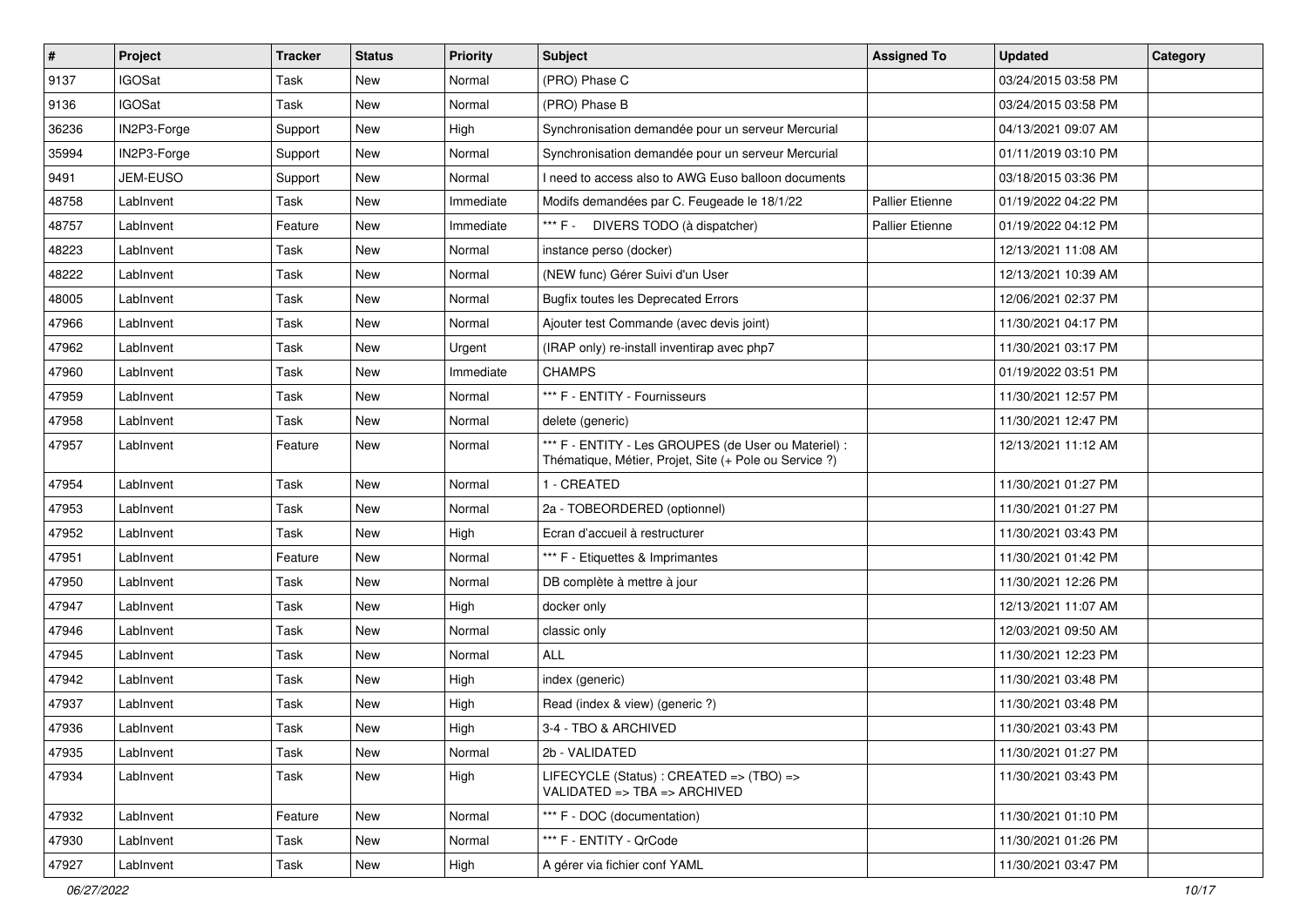| # | Project | Tracker | Status | Priority | Subject | Assigned To | Updated | Category |
|---|---|---|---|---|---|---|---|---|
| 9137 | IGOSat | Task | New | Normal | (PRO) Phase C | | 03/24/2015 03:58 PM | |
| 9136 | IGOSat | Task | New | Normal | (PRO) Phase B | | 03/24/2015 03:58 PM | |
| 36236 | IN2P3-Forge | Support | New | High | Synchronisation demandée pour un serveur Mercurial | | 04/13/2021 09:07 AM | |
| 35994 | IN2P3-Forge | Support | New | Normal | Synchronisation demandée pour un serveur Mercurial | | 01/11/2019 03:10 PM | |
| 9491 | JEM-EUSO | Support | New | Normal | I need to access also to AWG Euso balloon documents | | 03/18/2015 03:36 PM | |
| 48758 | LabInvent | Task | New | Immediate | Modifs demandées par C. Feugeade le 18/1/22 | Pallier Etienne | 01/19/2022 04:22 PM | |
| 48757 | LabInvent | Feature | New | Immediate | *** F - DIVERS TODO (à dispatcher) | Pallier Etienne | 01/19/2022 04:12 PM | |
| 48223 | LabInvent | Task | New | Normal | instance perso (docker) | | 12/13/2021 11:08 AM | |
| 48222 | LabInvent | Task | New | Normal | (NEW func) Gérer Suivi d'un User | | 12/13/2021 10:39 AM | |
| 48005 | LabInvent | Task | New | Normal | Bugfix toutes les Deprecated Errors | | 12/06/2021 02:37 PM | |
| 47966 | LabInvent | Task | New | Normal | Ajouter test Commande (avec devis joint) | | 11/30/2021 04:17 PM | |
| 47962 | LabInvent | Task | New | Urgent | (IRAP only) re-install inventirap avec php7 | | 11/30/2021 03:17 PM | |
| 47960 | LabInvent | Task | New | Immediate | CHAMPS | | 01/19/2022 03:51 PM | |
| 47959 | LabInvent | Task | New | Normal | *** F - ENTITY - Fournisseurs | | 11/30/2021 12:57 PM | |
| 47958 | LabInvent | Task | New | Normal | delete (generic) | | 11/30/2021 12:47 PM | |
| 47957 | LabInvent | Feature | New | Normal | *** F - ENTITY - Les GROUPES (de User ou Materiel) : Thématique, Métier, Projet, Site (+ Pole ou Service ?) | | 12/13/2021 11:12 AM | |
| 47954 | LabInvent | Task | New | Normal | 1 - CREATED | | 11/30/2021 01:27 PM | |
| 47953 | LabInvent | Task | New | Normal | 2a - TOBEORDERED (optionnel) | | 11/30/2021 01:27 PM | |
| 47952 | LabInvent | Task | New | High | Ecran d'accueil à restructurer | | 11/30/2021 03:43 PM | |
| 47951 | LabInvent | Feature | New | Normal | *** F - Etiquettes & Imprimantes | | 11/30/2021 01:42 PM | |
| 47950 | LabInvent | Task | New | Normal | DB complète à mettre à jour | | 11/30/2021 12:26 PM | |
| 47947 | LabInvent | Task | New | High | docker only | | 12/13/2021 11:07 AM | |
| 47946 | LabInvent | Task | New | Normal | classic only | | 12/03/2021 09:50 AM | |
| 47945 | LabInvent | Task | New | Normal | ALL | | 11/30/2021 12:23 PM | |
| 47942 | LabInvent | Task | New | High | index (generic) | | 11/30/2021 03:48 PM | |
| 47937 | LabInvent | Task | New | High | Read (index & view) (generic ?) | | 11/30/2021 03:48 PM | |
| 47936 | LabInvent | Task | New | High | 3-4 - TBO & ARCHIVED | | 11/30/2021 03:43 PM | |
| 47935 | LabInvent | Task | New | Normal | 2b - VALIDATED | | 11/30/2021 01:27 PM | |
| 47934 | LabInvent | Task | New | High | LIFECYCLE (Status) : CREATED => (TBO) => VALIDATED => TBA => ARCHIVED | | 11/30/2021 03:43 PM | |
| 47932 | LabInvent | Feature | New | Normal | *** F - DOC (documentation) | | 11/30/2021 01:10 PM | |
| 47930 | LabInvent | Task | New | Normal | *** F - ENTITY - QrCode | | 11/30/2021 01:26 PM | |
| 47927 | LabInvent | Task | New | High | A gérer via fichier conf YAML | | 11/30/2021 03:47 PM | |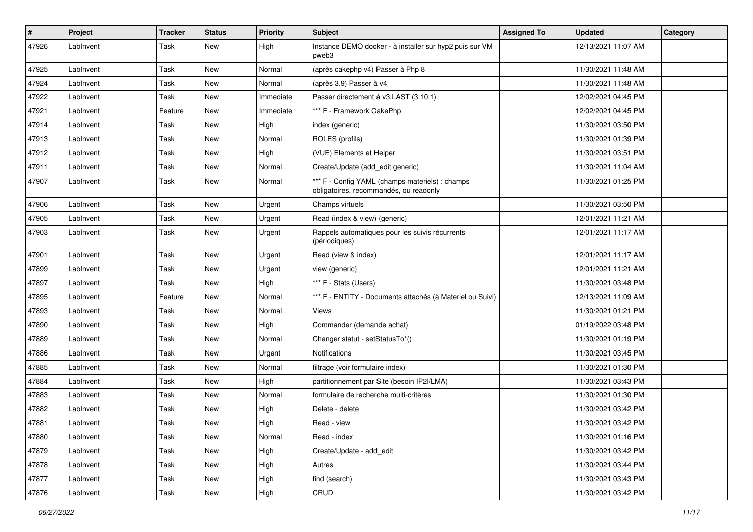| # | Project | Tracker | Status | Priority | Subject | Assigned To | Updated | Category |
|---|---|---|---|---|---|---|---|---|
| 47926 | LabInvent | Task | New | High | Instance DEMO docker - à installer sur hyp2 puis sur VM pweb3 | | 12/13/2021 11:07 AM | |
| 47925 | LabInvent | Task | New | Normal | (après cakephp v4) Passer à Php 8 | | 11/30/2021 11:48 AM | |
| 47924 | LabInvent | Task | New | Normal | (après 3.9) Passer à v4 | | 11/30/2021 11:48 AM | |
| 47922 | LabInvent | Task | New | Immediate | Passer directement à v3.LAST (3.10.1) | | 12/02/2021 04:45 PM | |
| 47921 | LabInvent | Feature | New | Immediate | *** F - Framework CakePhp | | 12/02/2021 04:45 PM | |
| 47914 | LabInvent | Task | New | High | index (generic) | | 11/30/2021 03:50 PM | |
| 47913 | LabInvent | Task | New | Normal | ROLES (profils) | | 11/30/2021 01:39 PM | |
| 47912 | LabInvent | Task | New | High | (VUE) Elements et Helper | | 11/30/2021 03:51 PM | |
| 47911 | LabInvent | Task | New | Normal | Create/Update (add_edit generic) | | 11/30/2021 11:04 AM | |
| 47907 | LabInvent | Task | New | Normal | *** F - Config YAML (champs materiels) : champs obligatoires, recommandés, ou readonly | | 11/30/2021 01:25 PM | |
| 47906 | LabInvent | Task | New | Urgent | Champs virtuels | | 11/30/2021 03:50 PM | |
| 47905 | LabInvent | Task | New | Urgent | Read (index & view) (generic) | | 12/01/2021 11:21 AM | |
| 47903 | LabInvent | Task | New | Urgent | Rappels automatiques pour les suivis récurrents (périodiques) | | 12/01/2021 11:17 AM | |
| 47901 | LabInvent | Task | New | Urgent | Read (view & index) | | 12/01/2021 11:17 AM | |
| 47899 | LabInvent | Task | New | Urgent | view (generic) | | 12/01/2021 11:21 AM | |
| 47897 | LabInvent | Task | New | High | *** F - Stats (Users) | | 11/30/2021 03:48 PM | |
| 47895 | LabInvent | Feature | New | Normal | *** F - ENTITY - Documents attachés (à Materiel ou Suivi) | | 12/13/2021 11:09 AM | |
| 47893 | LabInvent | Task | New | Normal | Views | | 11/30/2021 01:21 PM | |
| 47890 | LabInvent | Task | New | High | Commander (demande achat) | | 01/19/2022 03:48 PM | |
| 47889 | LabInvent | Task | New | Normal | Changer statut - setStatusTo*() | | 11/30/2021 01:19 PM | |
| 47886 | LabInvent | Task | New | Urgent | Notifications | | 11/30/2021 03:45 PM | |
| 47885 | LabInvent | Task | New | Normal | filtrage (voir formulaire index) | | 11/30/2021 01:30 PM | |
| 47884 | LabInvent | Task | New | High | partitionnement par Site (besoin IP2I/LMA) | | 11/30/2021 03:43 PM | |
| 47883 | LabInvent | Task | New | Normal | formulaire de recherche multi-critères | | 11/30/2021 01:30 PM | |
| 47882 | LabInvent | Task | New | High | Delete - delete | | 11/30/2021 03:42 PM | |
| 47881 | LabInvent | Task | New | High | Read - view | | 11/30/2021 03:42 PM | |
| 47880 | LabInvent | Task | New | Normal | Read - index | | 11/30/2021 01:16 PM | |
| 47879 | LabInvent | Task | New | High | Create/Update - add_edit | | 11/30/2021 03:42 PM | |
| 47878 | LabInvent | Task | New | High | Autres | | 11/30/2021 03:44 PM | |
| 47877 | LabInvent | Task | New | High | find (search) | | 11/30/2021 03:43 PM | |
| 47876 | LabInvent | Task | New | High | CRUD | | 11/30/2021 03:42 PM | |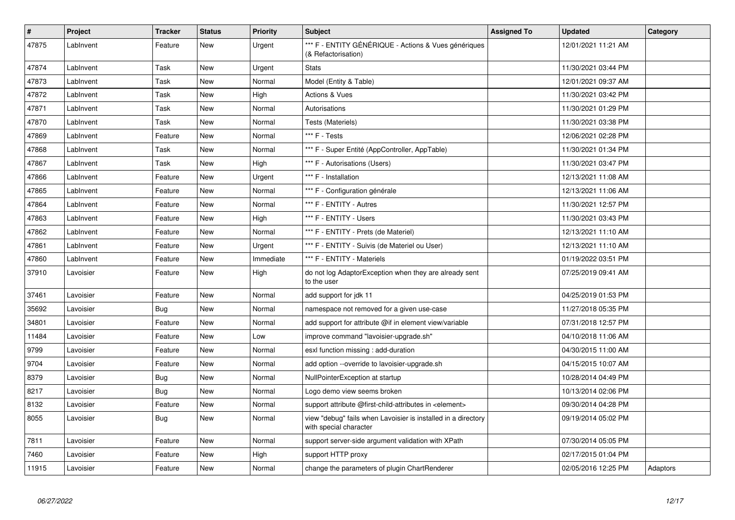| # | Project | Tracker | Status | Priority | Subject | Assigned To | Updated | Category |
|---|---|---|---|---|---|---|---|---|
| 47875 | LabInvent | Feature | New | Urgent | *** F - ENTITY GÉNÉRIQUE - Actions & Vues génériques (& Refactorisation) | | 12/01/2021 11:21 AM | |
| 47874 | LabInvent | Task | New | Urgent | Stats | | 11/30/2021 03:44 PM | |
| 47873 | LabInvent | Task | New | Normal | Model (Entity & Table) | | 12/01/2021 09:37 AM | |
| 47872 | LabInvent | Task | New | High | Actions & Vues | | 11/30/2021 03:42 PM | |
| 47871 | LabInvent | Task | New | Normal | Autorisations | | 11/30/2021 01:29 PM | |
| 47870 | LabInvent | Task | New | Normal | Tests (Materiels) | | 11/30/2021 03:38 PM | |
| 47869 | LabInvent | Feature | New | Normal | *** F - Tests | | 12/06/2021 02:28 PM | |
| 47868 | LabInvent | Task | New | Normal | *** F - Super Entité (AppController, AppTable) | | 11/30/2021 01:34 PM | |
| 47867 | LabInvent | Task | New | High | *** F - Autorisations (Users) | | 11/30/2021 03:47 PM | |
| 47866 | LabInvent | Feature | New | Urgent | *** F - Installation | | 12/13/2021 11:08 AM | |
| 47865 | LabInvent | Feature | New | Normal | *** F - Configuration générale | | 12/13/2021 11:06 AM | |
| 47864 | LabInvent | Feature | New | Normal | *** F - ENTITY - Autres | | 11/30/2021 12:57 PM | |
| 47863 | LabInvent | Feature | New | High | *** F - ENTITY - Users | | 11/30/2021 03:43 PM | |
| 47862 | LabInvent | Feature | New | Normal | *** F - ENTITY - Prets (de Materiel) | | 12/13/2021 11:10 AM | |
| 47861 | LabInvent | Feature | New | Urgent | *** F - ENTITY - Suivis (de Materiel ou User) | | 12/13/2021 11:10 AM | |
| 47860 | LabInvent | Feature | New | Immediate | *** F - ENTITY - Materiels | | 01/19/2022 03:51 PM | |
| 37910 | Lavoisier | Feature | New | High | do not log AdaptorException when they are already sent to the user | | 07/25/2019 09:41 AM | |
| 37461 | Lavoisier | Feature | New | Normal | add support for jdk 11 | | 04/25/2019 01:53 PM | |
| 35692 | Lavoisier | Bug | New | Normal | namespace not removed for a given use-case | | 11/27/2018 05:35 PM | |
| 34801 | Lavoisier | Feature | New | Normal | add support for attribute @if in element view/variable | | 07/31/2018 12:57 PM | |
| 11484 | Lavoisier | Feature | New | Low | improve command "lavoisier-upgrade.sh" | | 04/10/2018 11:06 AM | |
| 9799 | Lavoisier | Feature | New | Normal | esxl function missing : add-duration | | 04/30/2015 11:00 AM | |
| 9704 | Lavoisier | Feature | New | Normal | add option --override to lavoisier-upgrade.sh | | 04/15/2015 10:07 AM | |
| 8379 | Lavoisier | Bug | New | Normal | NullPointerException at startup | | 10/28/2014 04:49 PM | |
| 8217 | Lavoisier | Bug | New | Normal | Logo demo view seems broken | | 10/13/2014 02:06 PM | |
| 8132 | Lavoisier | Feature | New | Normal | support attribute @first-child-attributes in <element> | | 09/30/2014 04:28 PM | |
| 8055 | Lavoisier | Bug | New | Normal | view "debug" fails when Lavoisier is installed in a directory with special character | | 09/19/2014 05:02 PM | |
| 7811 | Lavoisier | Feature | New | Normal | support server-side argument validation with XPath | | 07/30/2014 05:05 PM | |
| 7460 | Lavoisier | Feature | New | High | support HTTP proxy | | 02/17/2015 01:04 PM | |
| 11915 | Lavoisier | Feature | New | Normal | change the parameters of plugin ChartRenderer | | 02/05/2016 12:25 PM | Adaptors |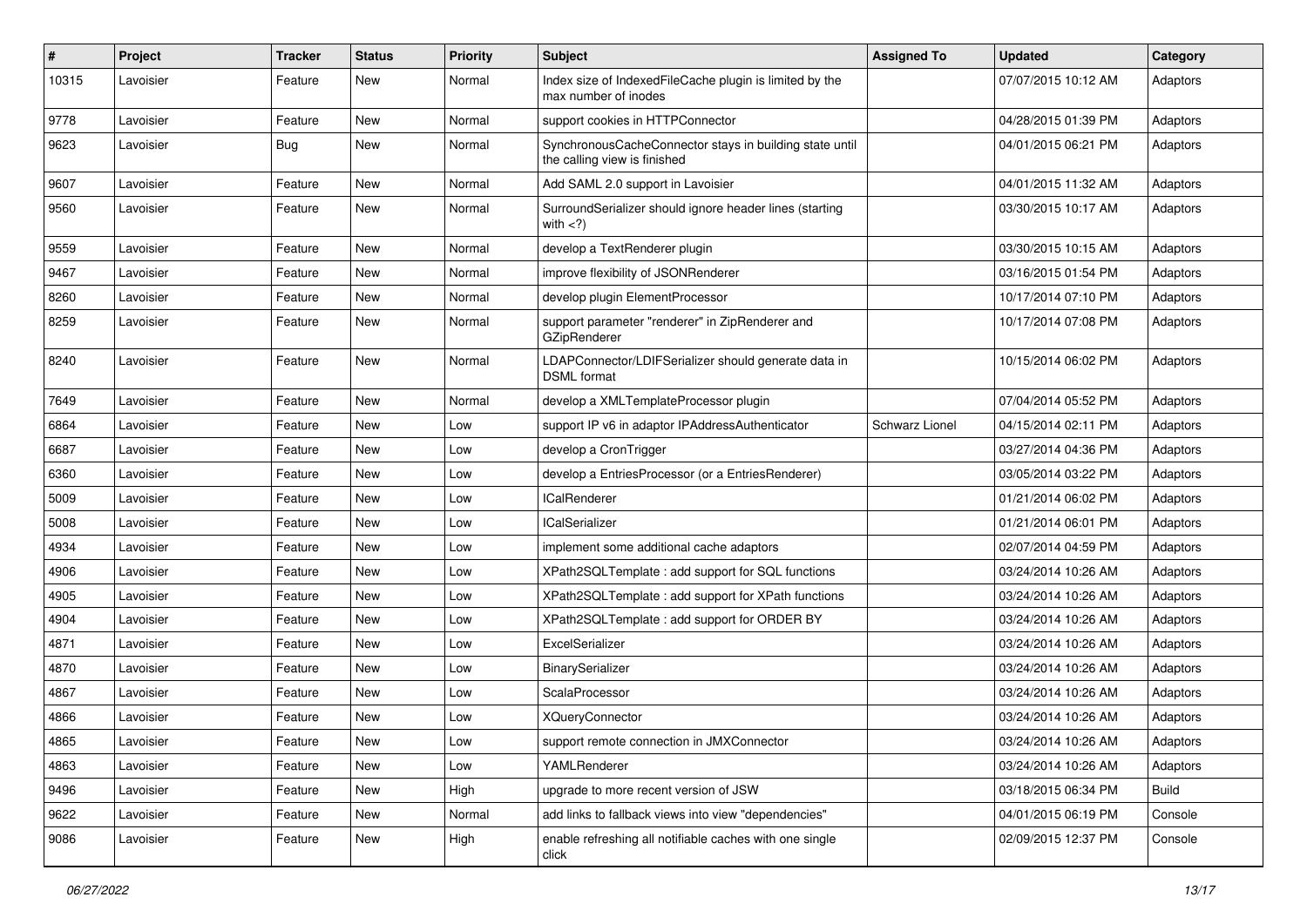| # | Project | Tracker | Status | Priority | Subject | Assigned To | Updated | Category |
|---|---|---|---|---|---|---|---|---|
| 10315 | Lavoisier | Feature | New | Normal | Index size of IndexedFileCache plugin is limited by the max number of inodes | | 07/07/2015 10:12 AM | Adaptors |
| 9778 | Lavoisier | Feature | New | Normal | support cookies in HTTPConnector | | 04/28/2015 01:39 PM | Adaptors |
| 9623 | Lavoisier | Bug | New | Normal | SynchronousCacheConnector stays in building state until the calling view is finished | | 04/01/2015 06:21 PM | Adaptors |
| 9607 | Lavoisier | Feature | New | Normal | Add SAML 2.0 support in Lavoisier | | 04/01/2015 11:32 AM | Adaptors |
| 9560 | Lavoisier | Feature | New | Normal | SurroundSerializer should ignore header lines (starting with <?) | | 03/30/2015 10:17 AM | Adaptors |
| 9559 | Lavoisier | Feature | New | Normal | develop a TextRenderer plugin | | 03/30/2015 10:15 AM | Adaptors |
| 9467 | Lavoisier | Feature | New | Normal | improve flexibility of JSONRenderer | | 03/16/2015 01:54 PM | Adaptors |
| 8260 | Lavoisier | Feature | New | Normal | develop plugin ElementProcessor | | 10/17/2014 07:10 PM | Adaptors |
| 8259 | Lavoisier | Feature | New | Normal | support parameter "renderer" in ZipRenderer and GZipRenderer | | 10/17/2014 07:08 PM | Adaptors |
| 8240 | Lavoisier | Feature | New | Normal | LDAPConnector/LDIFSerializer should generate data in DSML format | | 10/15/2014 06:02 PM | Adaptors |
| 7649 | Lavoisier | Feature | New | Normal | develop a XMLTemplateProcessor plugin | | 07/04/2014 05:52 PM | Adaptors |
| 6864 | Lavoisier | Feature | New | Low | support IP v6 in adaptor IPAddressAuthenticator | Schwarz Lionel | 04/15/2014 02:11 PM | Adaptors |
| 6687 | Lavoisier | Feature | New | Low | develop a CronTrigger | | 03/27/2014 04:36 PM | Adaptors |
| 6360 | Lavoisier | Feature | New | Low | develop a EntriesProcessor (or a EntriesRenderer) | | 03/05/2014 03:22 PM | Adaptors |
| 5009 | Lavoisier | Feature | New | Low | ICalRenderer | | 01/21/2014 06:02 PM | Adaptors |
| 5008 | Lavoisier | Feature | New | Low | ICalSerializer | | 01/21/2014 06:01 PM | Adaptors |
| 4934 | Lavoisier | Feature | New | Low | implement some additional cache adaptors | | 02/07/2014 04:59 PM | Adaptors |
| 4906 | Lavoisier | Feature | New | Low | XPath2SQLTemplate : add support for SQL functions | | 03/24/2014 10:26 AM | Adaptors |
| 4905 | Lavoisier | Feature | New | Low | XPath2SQLTemplate : add support for XPath functions | | 03/24/2014 10:26 AM | Adaptors |
| 4904 | Lavoisier | Feature | New | Low | XPath2SQLTemplate : add support for ORDER BY | | 03/24/2014 10:26 AM | Adaptors |
| 4871 | Lavoisier | Feature | New | Low | ExcelSerializer | | 03/24/2014 10:26 AM | Adaptors |
| 4870 | Lavoisier | Feature | New | Low | BinarySerializer | | 03/24/2014 10:26 AM | Adaptors |
| 4867 | Lavoisier | Feature | New | Low | ScalaProcessor | | 03/24/2014 10:26 AM | Adaptors |
| 4866 | Lavoisier | Feature | New | Low | XQueryConnector | | 03/24/2014 10:26 AM | Adaptors |
| 4865 | Lavoisier | Feature | New | Low | support remote connection in JMXConnector | | 03/24/2014 10:26 AM | Adaptors |
| 4863 | Lavoisier | Feature | New | Low | YAMLRenderer | | 03/24/2014 10:26 AM | Adaptors |
| 9496 | Lavoisier | Feature | New | High | upgrade to more recent version of JSW | | 03/18/2015 06:34 PM | Build |
| 9622 | Lavoisier | Feature | New | Normal | add links to fallback views into view "dependencies" | | 04/01/2015 06:19 PM | Console |
| 9086 | Lavoisier | Feature | New | High | enable refreshing all notifiable caches with one single click | | 02/09/2015 12:37 PM | Console |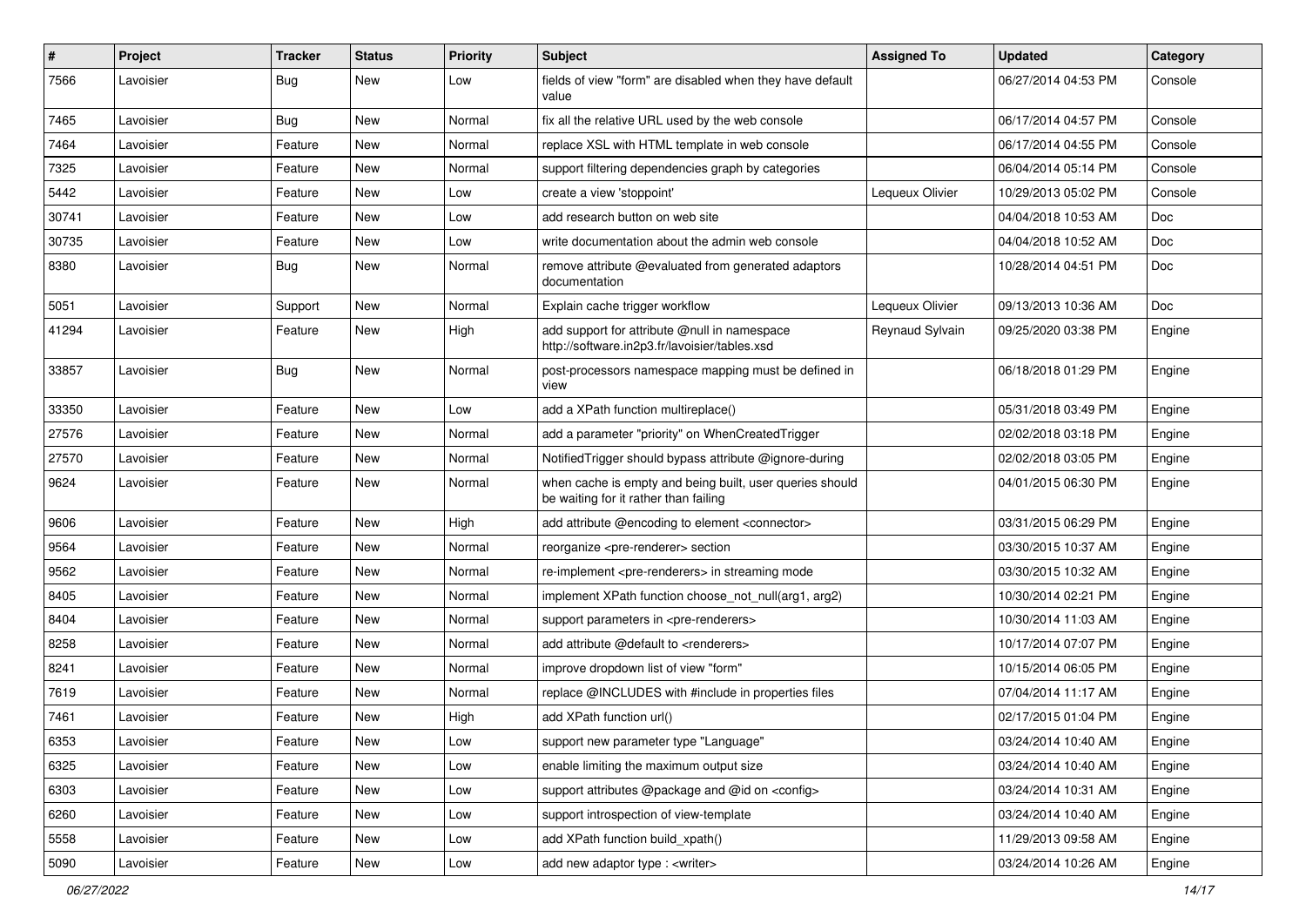| # | Project | Tracker | Status | Priority | Subject | Assigned To | Updated | Category |
|---|---|---|---|---|---|---|---|---|
| 7566 | Lavoisier | Bug | New | Low | fields of view "form" are disabled when they have default value | | 06/27/2014 04:53 PM | Console |
| 7465 | Lavoisier | Bug | New | Normal | fix all the relative URL used by the web console | | 06/17/2014 04:57 PM | Console |
| 7464 | Lavoisier | Feature | New | Normal | replace XSL with HTML template in web console | | 06/17/2014 04:55 PM | Console |
| 7325 | Lavoisier | Feature | New | Normal | support filtering dependencies graph by categories | | 06/04/2014 05:14 PM | Console |
| 5442 | Lavoisier | Feature | New | Low | create a view 'stoppoint' | Lequeux Olivier | 10/29/2013 05:02 PM | Console |
| 30741 | Lavoisier | Feature | New | Low | add research button on web site | | 04/04/2018 10:53 AM | Doc |
| 30735 | Lavoisier | Feature | New | Low | write documentation about the admin web console | | 04/04/2018 10:52 AM | Doc |
| 8380 | Lavoisier | Bug | New | Normal | remove attribute @evaluated from generated adaptors documentation | | 10/28/2014 04:51 PM | Doc |
| 5051 | Lavoisier | Support | New | Normal | Explain cache trigger workflow | Lequeux Olivier | 09/13/2013 10:36 AM | Doc |
| 41294 | Lavoisier | Feature | New | High | add support for attribute @null in namespace http://software.in2p3.fr/lavoisier/tables.xsd | Reynaud Sylvain | 09/25/2020 03:38 PM | Engine |
| 33857 | Lavoisier | Bug | New | Normal | post-processors namespace mapping must be defined in view | | 06/18/2018 01:29 PM | Engine |
| 33350 | Lavoisier | Feature | New | Low | add a XPath function multireplace() | | 05/31/2018 03:49 PM | Engine |
| 27576 | Lavoisier | Feature | New | Normal | add a parameter "priority" on WhenCreatedTrigger | | 02/02/2018 03:18 PM | Engine |
| 27570 | Lavoisier | Feature | New | Normal | NotifiedTrigger should bypass attribute @ignore-during | | 02/02/2018 03:05 PM | Engine |
| 9624 | Lavoisier | Feature | New | Normal | when cache is empty and being built, user queries should be waiting for it rather than failing | | 04/01/2015 06:30 PM | Engine |
| 9606 | Lavoisier | Feature | New | High | add attribute @encoding to element <connector> | | 03/31/2015 06:29 PM | Engine |
| 9564 | Lavoisier | Feature | New | Normal | reorganize <pre-renderer> section | | 03/30/2015 10:37 AM | Engine |
| 9562 | Lavoisier | Feature | New | Normal | re-implement <pre-renderers> in streaming mode | | 03/30/2015 10:32 AM | Engine |
| 8405 | Lavoisier | Feature | New | Normal | implement XPath function choose_not_null(arg1, arg2) | | 10/30/2014 02:21 PM | Engine |
| 8404 | Lavoisier | Feature | New | Normal | support parameters in <pre-renderers> | | 10/30/2014 11:03 AM | Engine |
| 8258 | Lavoisier | Feature | New | Normal | add attribute @default to <renderers> | | 10/17/2014 07:07 PM | Engine |
| 8241 | Lavoisier | Feature | New | Normal | improve dropdown list of view "form" | | 10/15/2014 06:05 PM | Engine |
| 7619 | Lavoisier | Feature | New | Normal | replace @INCLUDES with #include in properties files | | 07/04/2014 11:17 AM | Engine |
| 7461 | Lavoisier | Feature | New | High | add XPath function url() | | 02/17/2015 01:04 PM | Engine |
| 6353 | Lavoisier | Feature | New | Low | support new parameter type "Language" | | 03/24/2014 10:40 AM | Engine |
| 6325 | Lavoisier | Feature | New | Low | enable limiting the maximum output size | | 03/24/2014 10:40 AM | Engine |
| 6303 | Lavoisier | Feature | New | Low | support attributes @package and @id on <config> | | 03/24/2014 10:31 AM | Engine |
| 6260 | Lavoisier | Feature | New | Low | support introspection of view-template | | 03/24/2014 10:40 AM | Engine |
| 5558 | Lavoisier | Feature | New | Low | add XPath function build_xpath() | | 11/29/2013 09:58 AM | Engine |
| 5090 | Lavoisier | Feature | New | Low | add new adaptor type : <writer> | | 03/24/2014 10:26 AM | Engine |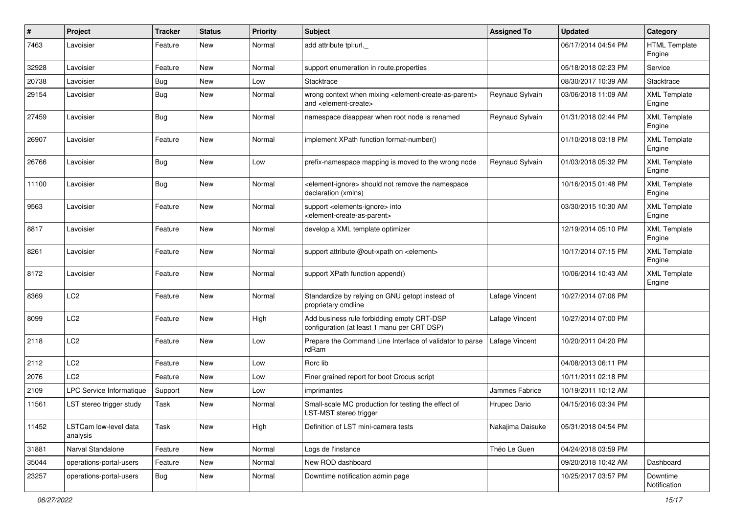| # | Project | Tracker | Status | Priority | Subject | Assigned To | Updated | Category |
|---|---|---|---|---|---|---|---|---|
| 7463 | Lavoisier | Feature | New | Normal | add attribute tpl:url._ | | 06/17/2014 04:54 PM | HTML Template Engine |
| 32928 | Lavoisier | Feature | New | Normal | support enumeration in route.properties | | 05/18/2018 02:23 PM | Service |
| 20738 | Lavoisier | Bug | New | Low | Stacktrace | | 08/30/2017 10:39 AM | Stacktrace |
| 29154 | Lavoisier | Bug | New | Normal | wrong context when mixing <element-create-as-parent> and <element-create> | Reynaud Sylvain | 03/06/2018 11:09 AM | XML Template Engine |
| 27459 | Lavoisier | Bug | New | Normal | namespace disappear when root node is renamed | Reynaud Sylvain | 01/31/2018 02:44 PM | XML Template Engine |
| 26907 | Lavoisier | Feature | New | Normal | implement XPath function format-number() | | 01/10/2018 03:18 PM | XML Template Engine |
| 26766 | Lavoisier | Bug | New | Low | prefix-namespace mapping is moved to the wrong node | Reynaud Sylvain | 01/03/2018 05:32 PM | XML Template Engine |
| 11100 | Lavoisier | Bug | New | Normal | <element-ignore> should not remove the namespace declaration (xmlns) | | 10/16/2015 01:48 PM | XML Template Engine |
| 9563 | Lavoisier | Feature | New | Normal | support <elements-ignore> into <element-create-as-parent> | | 03/30/2015 10:30 AM | XML Template Engine |
| 8817 | Lavoisier | Feature | New | Normal | develop a XML template optimizer | | 12/19/2014 05:10 PM | XML Template Engine |
| 8261 | Lavoisier | Feature | New | Normal | support attribute @out-xpath on <element> | | 10/17/2014 07:15 PM | XML Template Engine |
| 8172 | Lavoisier | Feature | New | Normal | support XPath function append() | | 10/06/2014 10:43 AM | XML Template Engine |
| 8369 | LC2 | Feature | New | Normal | Standardize by relying on GNU getopt instead of proprietary cmdline | Lafage Vincent | 10/27/2014 07:06 PM | |
| 8099 | LC2 | Feature | New | High | Add business rule forbidding empty CRT-DSP configuration (at least 1 manu per CRT DSP) | Lafage Vincent | 10/27/2014 07:00 PM | |
| 2118 | LC2 | Feature | New | Low | Prepare the Command Line Interface of validator to parse rdRam | Lafage Vincent | 10/20/2011 04:20 PM | |
| 2112 | LC2 | Feature | New | Low | Rorc lib | | 04/08/2013 06:11 PM | |
| 2076 | LC2 | Feature | New | Low | Finer grained report for boot Crocus script | | 10/11/2011 02:18 PM | |
| 2109 | LPC Service Informatique | Support | New | Low | imprimantes | Jammes Fabrice | 10/19/2011 10:12 AM | |
| 11561 | LST stereo trigger study | Task | New | Normal | Small-scale MC production for testing the effect of LST-MST stereo trigger | Hrupec Dario | 04/15/2016 03:34 PM | |
| 11452 | LSTCam low-level data analysis | Task | New | High | Definition of LST mini-camera tests | Nakajima Daisuke | 05/31/2018 04:54 PM | |
| 31881 | Narval Standalone | Feature | New | Normal | Logs de l'instance | Théo Le Guen | 04/24/2018 03:59 PM | |
| 35044 | operations-portal-users | Feature | New | Normal | New ROD dashboard | | 09/20/2018 10:42 AM | Dashboard |
| 23257 | operations-portal-users | Bug | New | Normal | Downtime notification admin page | | 10/25/2017 03:57 PM | Downtime Notification |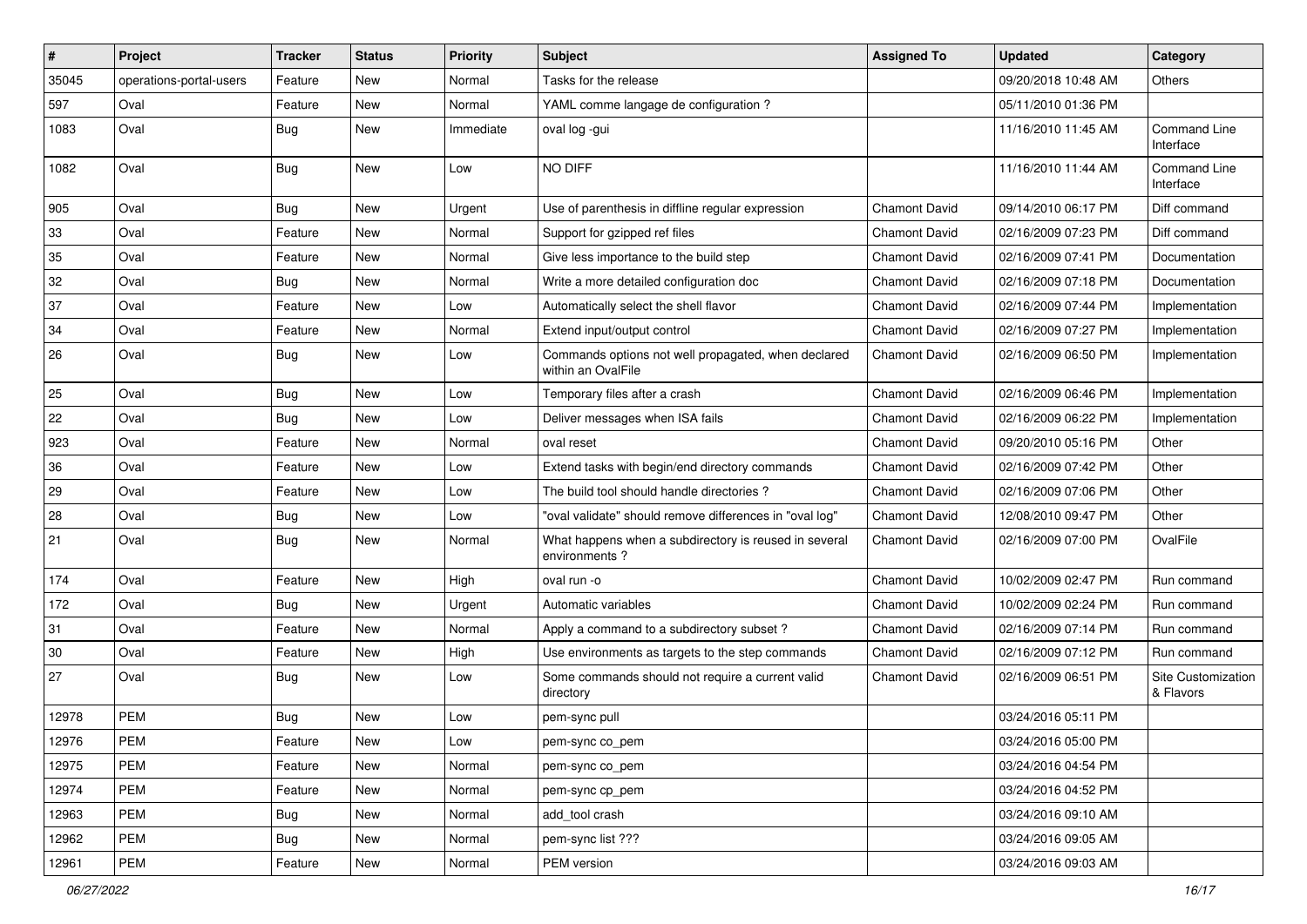| # | Project | Tracker | Status | Priority | Subject | Assigned To | Updated | Category |
|---|---|---|---|---|---|---|---|---|
| 35045 | operations-portal-users | Feature | New | Normal | Tasks for the release | | 09/20/2018 10:48 AM | Others |
| 597 | Oval | Feature | New | Normal | YAML comme langage de configuration ? | | 05/11/2010 01:36 PM | |
| 1083 | Oval | Bug | New | Immediate | oval log -gui | | 11/16/2010 11:45 AM | Command Line Interface |
| 1082 | Oval | Bug | New | Low | NO DIFF | | 11/16/2010 11:44 AM | Command Line Interface |
| 905 | Oval | Bug | New | Urgent | Use of parenthesis in diffline regular expression | Chamont David | 09/14/2010 06:17 PM | Diff command |
| 33 | Oval | Feature | New | Normal | Support for gzipped ref files | Chamont David | 02/16/2009 07:23 PM | Diff command |
| 35 | Oval | Feature | New | Normal | Give less importance to the build step | Chamont David | 02/16/2009 07:41 PM | Documentation |
| 32 | Oval | Bug | New | Normal | Write a more detailed configuration doc | Chamont David | 02/16/2009 07:18 PM | Documentation |
| 37 | Oval | Feature | New | Low | Automatically select the shell flavor | Chamont David | 02/16/2009 07:44 PM | Implementation |
| 34 | Oval | Feature | New | Normal | Extend input/output control | Chamont David | 02/16/2009 07:27 PM | Implementation |
| 26 | Oval | Bug | New | Low | Commands options not well propagated, when declared within an OvalFile | Chamont David | 02/16/2009 06:50 PM | Implementation |
| 25 | Oval | Bug | New | Low | Temporary files after a crash | Chamont David | 02/16/2009 06:46 PM | Implementation |
| 22 | Oval | Bug | New | Low | Deliver messages when ISA fails | Chamont David | 02/16/2009 06:22 PM | Implementation |
| 923 | Oval | Feature | New | Normal | oval reset | Chamont David | 09/20/2010 05:16 PM | Other |
| 36 | Oval | Feature | New | Low | Extend tasks with begin/end directory commands | Chamont David | 02/16/2009 07:42 PM | Other |
| 29 | Oval | Feature | New | Low | The build tool should handle directories ? | Chamont David | 02/16/2009 07:06 PM | Other |
| 28 | Oval | Bug | New | Low | "oval validate" should remove differences in "oval log" | Chamont David | 12/08/2010 09:47 PM | Other |
| 21 | Oval | Bug | New | Normal | What happens when a subdirectory is reused in several environments ? | Chamont David | 02/16/2009 07:00 PM | OvalFile |
| 174 | Oval | Feature | New | High | oval run -o | Chamont David | 10/02/2009 02:47 PM | Run command |
| 172 | Oval | Bug | New | Urgent | Automatic variables | Chamont David | 10/02/2009 02:24 PM | Run command |
| 31 | Oval | Feature | New | Normal | Apply a command to a subdirectory subset ? | Chamont David | 02/16/2009 07:14 PM | Run command |
| 30 | Oval | Feature | New | High | Use environments as targets to the step commands | Chamont David | 02/16/2009 07:12 PM | Run command |
| 27 | Oval | Bug | New | Low | Some commands should not require a current valid directory | Chamont David | 02/16/2009 06:51 PM | Site Customization & Flavors |
| 12978 | PEM | Bug | New | Low | pem-sync pull | | 03/24/2016 05:11 PM | |
| 12976 | PEM | Feature | New | Low | pem-sync co_pem | | 03/24/2016 05:00 PM | |
| 12975 | PEM | Feature | New | Normal | pem-sync co_pem | | 03/24/2016 04:54 PM | |
| 12974 | PEM | Feature | New | Normal | pem-sync cp_pem | | 03/24/2016 04:52 PM | |
| 12963 | PEM | Bug | New | Normal | add_tool crash | | 03/24/2016 09:10 AM | |
| 12962 | PEM | Bug | New | Normal | pem-sync list ??? | | 03/24/2016 09:05 AM | |
| 12961 | PEM | Feature | New | Normal | PEM version | | 03/24/2016 09:03 AM | |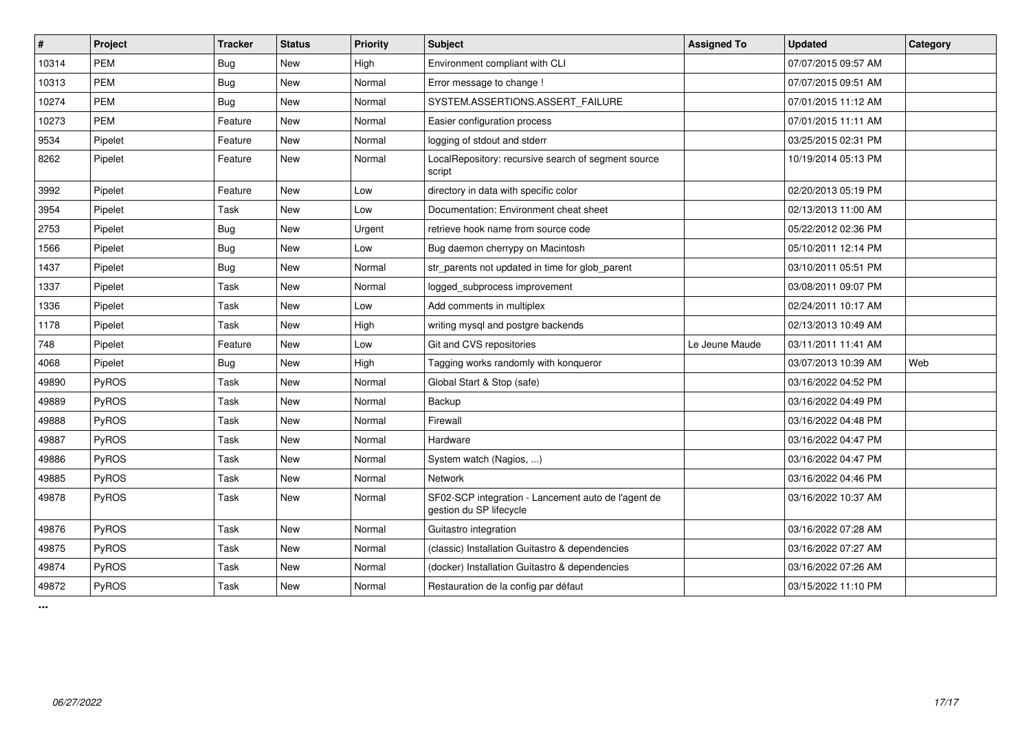| # | Project | Tracker | Status | Priority | Subject | Assigned To | Updated | Category |
|---|---|---|---|---|---|---|---|---|
| 10314 | PEM | Bug | New | High | Environment compliant with CLI | | 07/07/2015 09:57 AM | |
| 10313 | PEM | Bug | New | Normal | Error message to change ! | | 07/07/2015 09:51 AM | |
| 10274 | PEM | Bug | New | Normal | SYSTEM.ASSERTIONS.ASSERT_FAILURE | | 07/01/2015 11:12 AM | |
| 10273 | PEM | Feature | New | Normal | Easier configuration process | | 07/01/2015 11:11 AM | |
| 9534 | Pipelet | Feature | New | Normal | logging of stdout and stderr | | 03/25/2015 02:31 PM | |
| 8262 | Pipelet | Feature | New | Normal | LocalRepository: recursive search of segment source script | | 10/19/2014 05:13 PM | |
| 3992 | Pipelet | Feature | New | Low | directory in data with specific color | | 02/20/2013 05:19 PM | |
| 3954 | Pipelet | Task | New | Low | Documentation: Environment cheat sheet | | 02/13/2013 11:00 AM | |
| 2753 | Pipelet | Bug | New | Urgent | retrieve hook name from source code | | 05/22/2012 02:36 PM | |
| 1566 | Pipelet | Bug | New | Low | Bug daemon cherrypy on Macintosh | | 05/10/2011 12:14 PM | |
| 1437 | Pipelet | Bug | New | Normal | str_parents not updated in time for glob_parent | | 03/10/2011 05:51 PM | |
| 1337 | Pipelet | Task | New | Normal | logged_subprocess improvement | | 03/08/2011 09:07 PM | |
| 1336 | Pipelet | Task | New | Low | Add comments in multiplex | | 02/24/2011 10:17 AM | |
| 1178 | Pipelet | Task | New | High | writing mysql and postgre backends | | 02/13/2013 10:49 AM | |
| 748 | Pipelet | Feature | New | Low | Git and CVS repositories | Le Jeune Maude | 03/11/2011 11:41 AM | |
| 4068 | Pipelet | Bug | New | High | Tagging works randomly with konqueror | | 03/07/2013 10:39 AM | Web |
| 49890 | PyROS | Task | New | Normal | Global Start & Stop (safe) | | 03/16/2022 04:52 PM | |
| 49889 | PyROS | Task | New | Normal | Backup | | 03/16/2022 04:49 PM | |
| 49888 | PyROS | Task | New | Normal | Firewall | | 03/16/2022 04:48 PM | |
| 49887 | PyROS | Task | New | Normal | Hardware | | 03/16/2022 04:47 PM | |
| 49886 | PyROS | Task | New | Normal | System watch (Nagios, ...) | | 03/16/2022 04:47 PM | |
| 49885 | PyROS | Task | New | Normal | Network | | 03/16/2022 04:46 PM | |
| 49878 | PyROS | Task | New | Normal | SF02-SCP integration - Lancement auto de l'agent de gestion du SP lifecycle | | 03/16/2022 10:37 AM | |
| 49876 | PyROS | Task | New | Normal | Guitastro integration | | 03/16/2022 07:28 AM | |
| 49875 | PyROS | Task | New | Normal | (classic) Installation Guitastro & dependencies | | 03/16/2022 07:27 AM | |
| 49874 | PyROS | Task | New | Normal | (docker) Installation Guitastro & dependencies | | 03/16/2022 07:26 AM | |
| 49872 | PyROS | Task | New | Normal | Restauration de la config par défaut | | 03/15/2022 11:10 PM | |

...